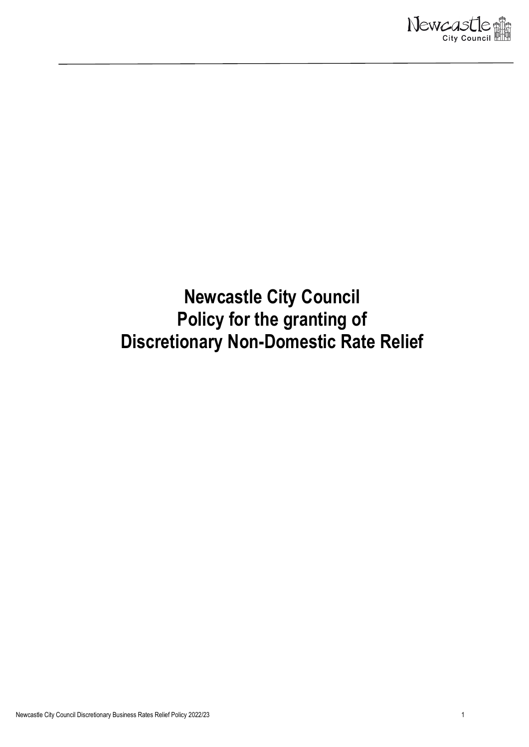# Newcastle City Council
# Policy for the granting of
# Discretionary Non-Domestic Rate Relief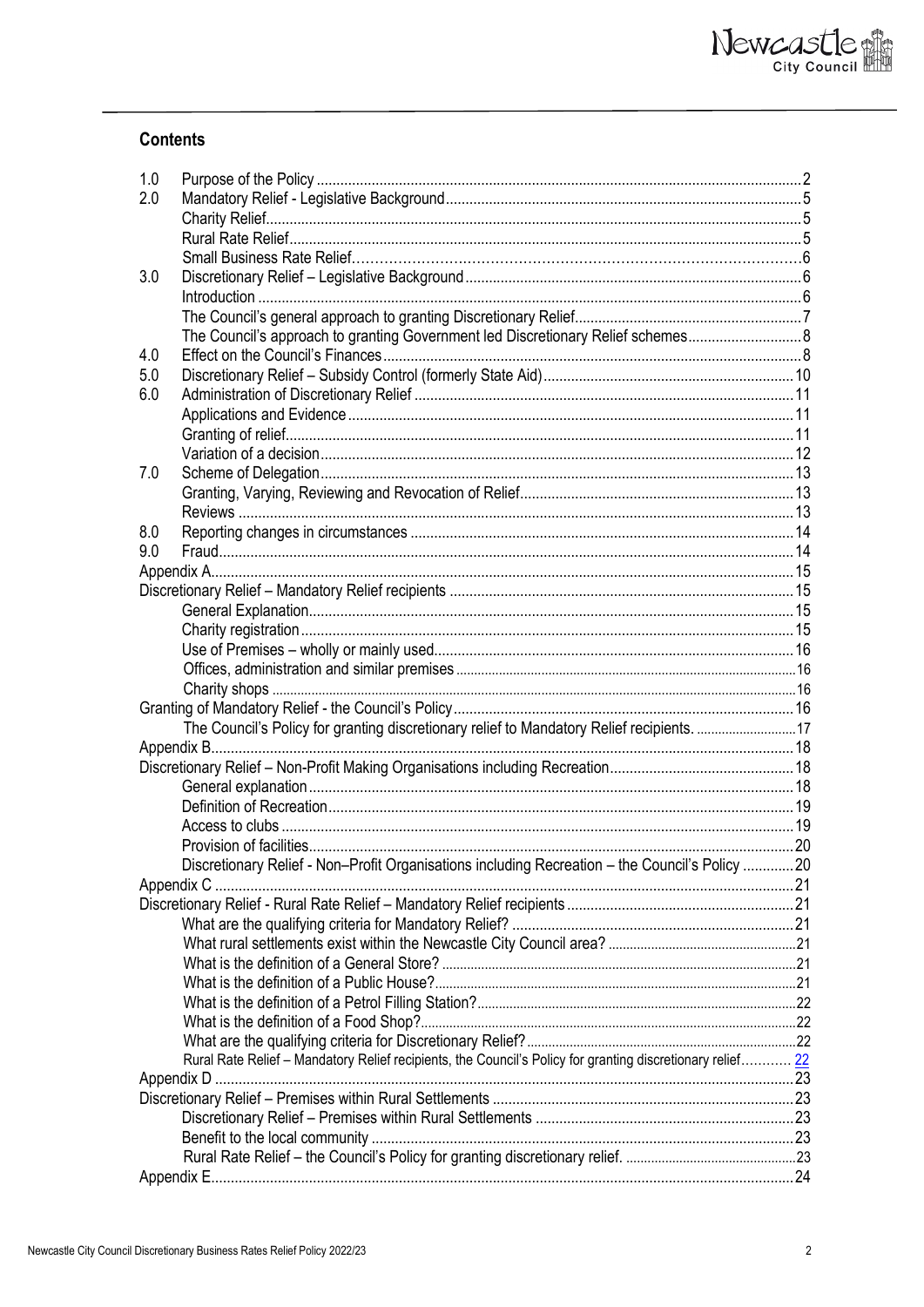## Contents

| | | |
|---|---|---|
| 1.0 | Purpose of the Policy | 2 |
| 2.0 | Mandatory Relief - Legislative Background | 5 |
| | Charity Relief | 5 |
| | Rural Rate Relief | 5 |
| | Small Business Rate Relief | 6 |
| 3.0 | Discretionary Relief – Legislative Background | 6 |
| | Introduction | 6 |
| | The Council's general approach to granting Discretionary Relief | 7 |
| | The Council's approach to granting Government led Discretionary Relief schemes | 8 |
| 4.0 | Effect on the Council's Finances | 8 |
| 5.0 | Discretionary Relief – Subsidy Control (formerly State Aid) | 10 |
| 6.0 | Administration of Discretionary Relief | 11 |
| | Applications and Evidence | 11 |
| | Granting of relief | 11 |
| | Variation of a decision | 12 |
| 7.0 | Scheme of Delegation | 13 |
| | Granting, Varying, Reviewing and Revocation of Relief | 13 |
| | Reviews | 13 |
| 8.0 | Reporting changes in circumstances | 14 |
| 9.0 | Fraud | 14 |
| Appendix A | | 15 |
| Discretionary Relief – Mandatory Relief recipients | | 15 |
| | General Explanation | 15 |
| | Charity registration | 15 |
| | Use of Premises – wholly or mainly used | 16 |
| | Offices, administration and similar premises | 16 |
| | Charity shops | 16 |
| Granting of Mandatory Relief - the Council's Policy | | 16 |
| | The Council's Policy for granting discretionary relief to Mandatory Relief recipients. | 17 |
| Appendix B | | 18 |
| Discretionary Relief – Non-Profit Making Organisations including Recreation | | 18 |
| | General explanation | 18 |
| | Definition of Recreation | 19 |
| | Access to clubs | 19 |
| | Provision of facilities | 20 |
| | Discretionary Relief - Non–Profit Organisations including Recreation – the Council's Policy | 20 |
| Appendix C | | 21 |
| Discretionary Relief - Rural Rate Relief – Mandatory Relief recipients | | 21 |
| | What are the qualifying criteria for Mandatory Relief? | 21 |
| | What rural settlements exist within the Newcastle City Council area? | 21 |
| | What is the definition of a General Store? | 21 |
| | What is the definition of a Public House? | 21 |
| | What is the definition of a Petrol Filling Station? | 22 |
| | What is the definition of a Food Shop? | 22 |
| | What are the qualifying criteria for Discretionary Relief? | 22 |
| | Rural Rate Relief – Mandatory Relief recipients, the Council's Policy for granting discretionary relief | 22 |
| Appendix D | | 23 |
| Discretionary Relief – Premises within Rural Settlements | | 23 |
| | Discretionary Relief – Premises within Rural Settlements | 23 |
| | Benefit to the local community | 23 |
| | Rural Rate Relief – the Council's Policy for granting discretionary relief. | 23 |
| Appendix E | | 24 |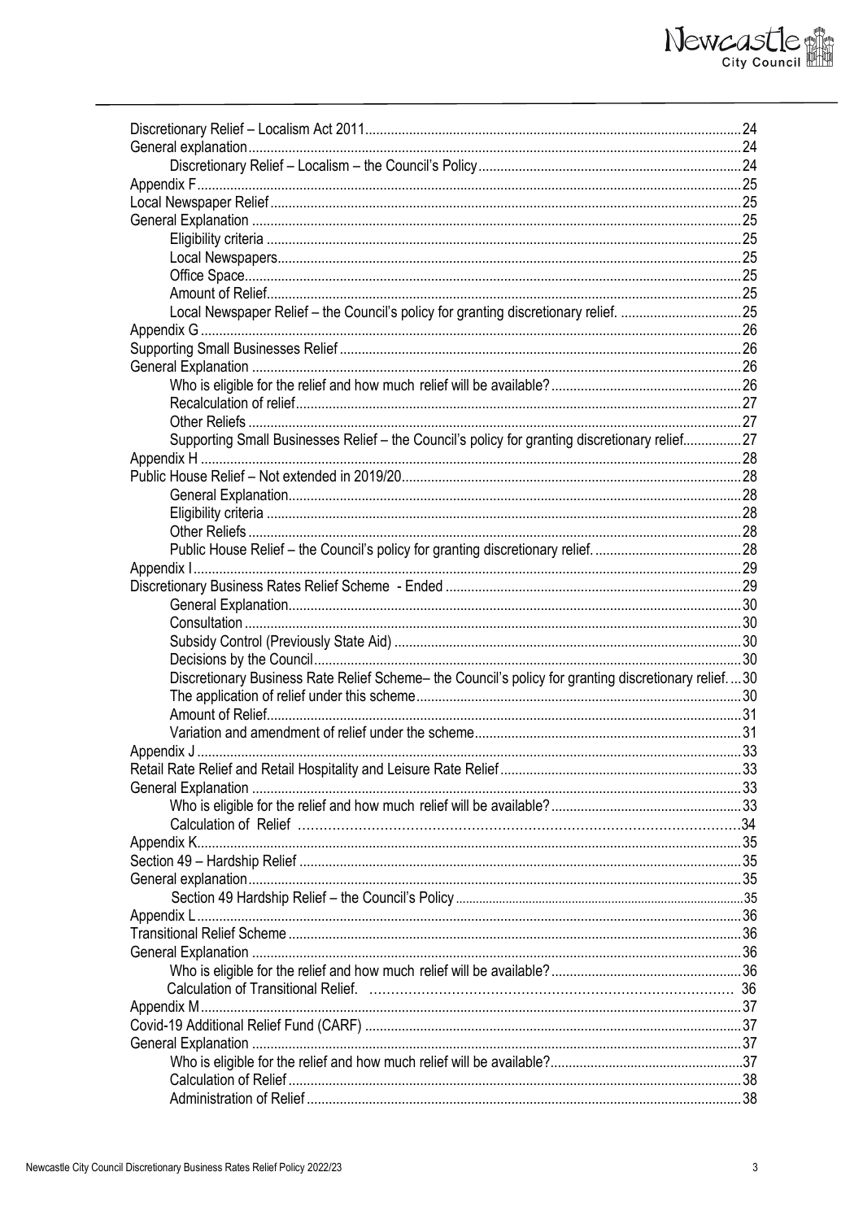| | |
|---|---|
| Discretionary Relief – Localism Act 2011 | 24 |
| General explanation | 24 |
| Discretionary Relief – Localism – the Council's Policy | 24 |
| Appendix F | 25 |
| Local Newspaper Relief | 25 |
| General Explanation | 25 |
| Eligibility criteria | 25 |
| Local Newspapers | 25 |
| Office Space | 25 |
| Amount of Relief | 25 |
| Local Newspaper Relief – the Council's policy for granting discretionary relief. | 25 |
| Appendix G | 26 |
| Supporting Small Businesses Relief | 26 |
| General Explanation | 26 |
| Who is eligible for the relief and how much relief will be available? | 26 |
| Recalculation of relief | 27 |
| Other Reliefs | 27 |
| Supporting Small Businesses Relief – the Council's policy for granting discretionary relief | 27 |
| Appendix H | 28 |
| Public House Relief – Not extended in 2019/20 | 28 |
| General Explanation | 28 |
| Eligibility criteria | 28 |
| Other Reliefs | 28 |
| Public House Relief – the Council's policy for granting discretionary relief. | 28 |
| Appendix I | 29 |
| Discretionary Business Rates Relief Scheme - Ended | 29 |
| General Explanation | 30 |
| Consultation | 30 |
| Subsidy Control (Previously State Aid) | 30 |
| Decisions by the Council | 30 |
| Discretionary Business Rate Relief Scheme– the Council's policy for granting discretionary relief. | 30 |
| The application of relief under this scheme | 30 |
| Amount of Relief | 31 |
| Variation and amendment of relief under the scheme | 31 |
| Appendix J | 33 |
| Retail Rate Relief and Retail Hospitality and Leisure Rate Relief | 33 |
| General Explanation | 33 |
| Who is eligible for the relief and how much relief will be available? | 33 |
| Calculation of Relief | 34 |
| Appendix K | 35 |
| Section 49 – Hardship Relief | 35 |
| General explanation | 35 |
| Section 49 Hardship Relief – the Council's Policy | 35 |
| Appendix L | 36 |
| Transitional Relief Scheme | 36 |
| General Explanation | 36 |
| Who is eligible for the relief and how much relief will be available? | 36 |
| Calculation of Transitional Relief. | 36 |
| Appendix M | 37 |
| Covid-19 Additional Relief Fund (CARF) | 37 |
| General Explanation | 37 |
| Who is eligible for the relief and how much relief will be available? | 37 |
| Calculation of Relief | 38 |
| Administration of Relief | 38 |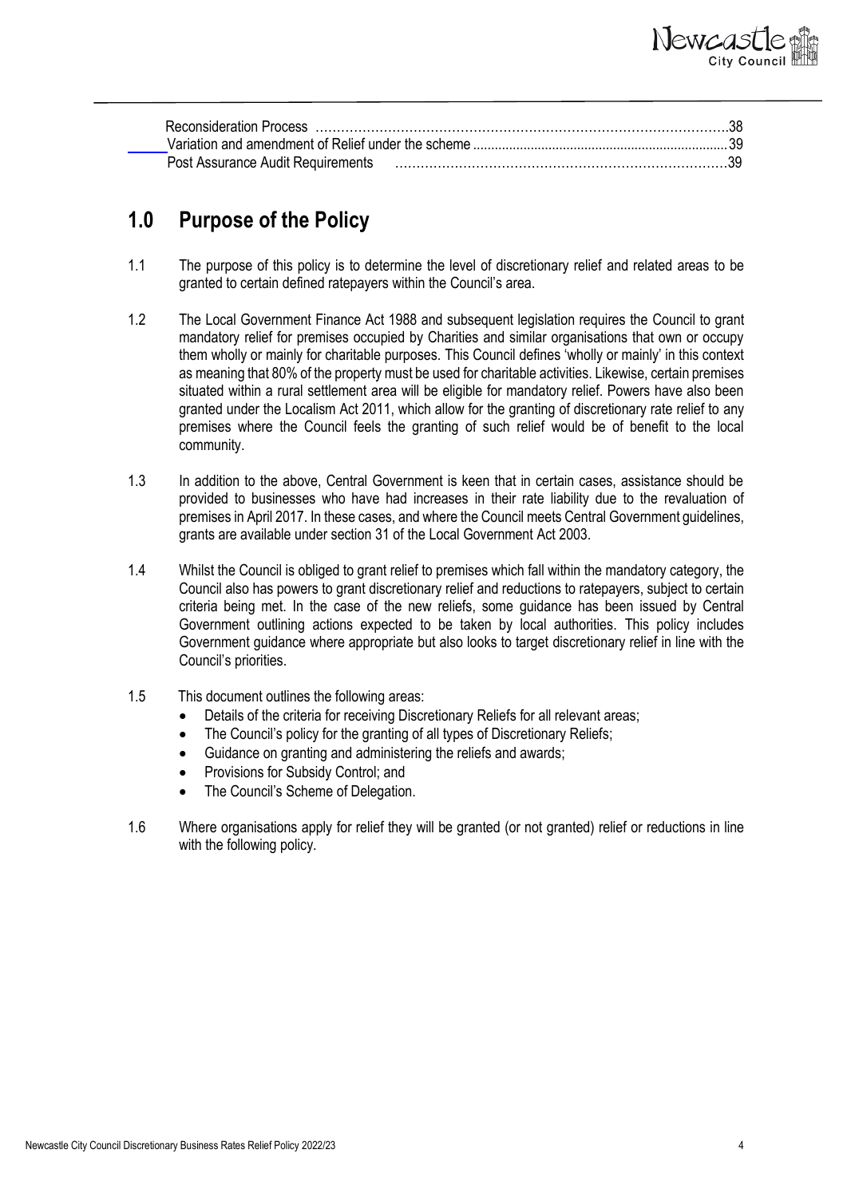Reconsideration Process ……………………………………………………………………………………38
Variation and amendment of Relief under the scheme ......................................................................39
Post Assurance Audit Requirements ………………………………………………………………………39

## 1.0 Purpose of the Policy

1.1 The purpose of this policy is to determine the level of discretionary relief and related areas to be granted to certain defined ratepayers within the Council's area.

1.2 The Local Government Finance Act 1988 and subsequent legislation requires the Council to grant mandatory relief for premises occupied by Charities and similar organisations that own or occupy them wholly or mainly for charitable purposes. This Council defines 'wholly or mainly' in this context as meaning that 80% of the property must be used for charitable activities. Likewise, certain premises situated within a rural settlement area will be eligible for mandatory relief. Powers have also been granted under the Localism Act 2011, which allow for the granting of discretionary rate relief to any premises where the Council feels the granting of such relief would be of benefit to the local community.

1.3 In addition to the above, Central Government is keen that in certain cases, assistance should be provided to businesses who have had increases in their rate liability due to the revaluation of premises in April 2017. In these cases, and where the Council meets Central Government guidelines, grants are available under section 31 of the Local Government Act 2003.

1.4 Whilst the Council is obliged to grant relief to premises which fall within the mandatory category, the Council also has powers to grant discretionary relief and reductions to ratepayers, subject to certain criteria being met. In the case of the new reliefs, some guidance has been issued by Central Government outlining actions expected to be taken by local authorities. This policy includes Government guidance where appropriate but also looks to target discretionary relief in line with the Council's priorities.

1.5 This document outlines the following areas:

- Details of the criteria for receiving Discretionary Reliefs for all relevant areas;
- The Council's policy for the granting of all types of Discretionary Reliefs;
- Guidance on granting and administering the reliefs and awards;
- Provisions for Subsidy Control; and
- The Council's Scheme of Delegation.

1.6 Where organisations apply for relief they will be granted (or not granted) relief or reductions in line with the following policy.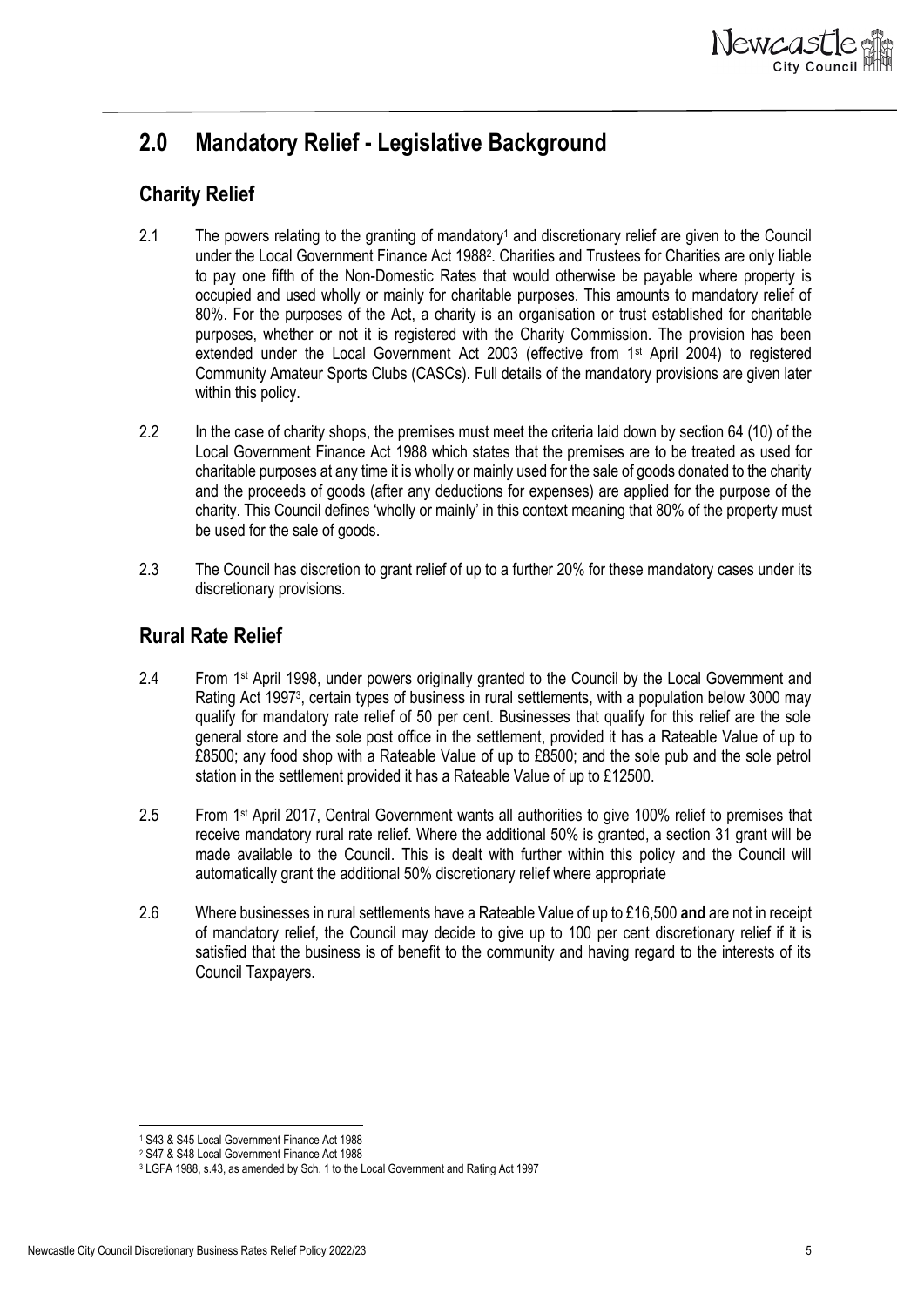## 2.0 Mandatory Relief - Legislative Background

### Charity Relief

2.1 The powers relating to the granting of mandatory[1] and discretionary relief are given to the Council under the Local Government Finance Act 1988[2]. Charities and Trustees for Charities are only liable to pay one fifth of the Non-Domestic Rates that would otherwise be payable where property is occupied and used wholly or mainly for charitable purposes. This amounts to mandatory relief of 80%. For the purposes of the Act, a charity is an organisation or trust established for charitable purposes, whether or not it is registered with the Charity Commission. The provision has been extended under the Local Government Act 2003 (effective from 1st April 2004) to registered Community Amateur Sports Clubs (CASCs). Full details of the mandatory provisions are given later within this policy.

2.2 In the case of charity shops, the premises must meet the criteria laid down by section 64 (10) of the Local Government Finance Act 1988 which states that the premises are to be treated as used for charitable purposes at any time it is wholly or mainly used for the sale of goods donated to the charity and the proceeds of goods (after any deductions for expenses) are applied for the purpose of the charity. This Council defines 'wholly or mainly' in this context meaning that 80% of the property must be used for the sale of goods.

2.3 The Council has discretion to grant relief of up to a further 20% for these mandatory cases under its discretionary provisions.

### Rural Rate Relief

2.4 From 1st April 1998, under powers originally granted to the Council by the Local Government and Rating Act 1997[3], certain types of business in rural settlements, with a population below 3000 may qualify for mandatory rate relief of 50 per cent. Businesses that qualify for this relief are the sole general store and the sole post office in the settlement, provided it has a Rateable Value of up to £8500; any food shop with a Rateable Value of up to £8500; and the sole pub and the sole petrol station in the settlement provided it has a Rateable Value of up to £12500.

2.5 From 1st April 2017, Central Government wants all authorities to give 100% relief to premises that receive mandatory rural rate relief. Where the additional 50% is granted, a section 31 grant will be made available to the Council. This is dealt with further within this policy and the Council will automatically grant the additional 50% discretionary relief where appropriate

2.6 Where businesses in rural settlements have a Rateable Value of up to £16,500 **and** are not in receipt of mandatory relief, the Council may decide to give up to 100 per cent discretionary relief if it is satisfied that the business is of benefit to the community and having regard to the interests of its Council Taxpayers.

---

[1] S43 & S45 Local Government Finance Act 1988

[2] S47 & S48 Local Government Finance Act 1988

[3] LGFA 1988, s.43, as amended by Sch. 1 to the Local Government and Rating Act 1997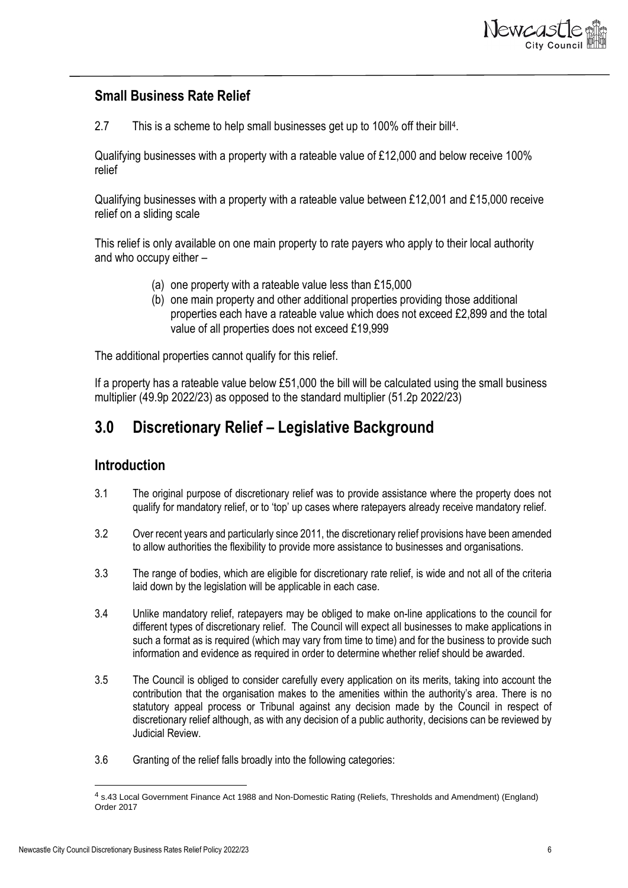## Small Business Rate Relief

2.7 This is a scheme to help small businesses get up to 100% off their bill[4].

Qualifying businesses with a property with a rateable value of £12,000 and below receive 100% relief

Qualifying businesses with a property with a rateable value between £12,001 and £15,000 receive relief on a sliding scale

This relief is only available on one main property to rate payers who apply to their local authority and who occupy either –

(a) one property with a rateable value less than £15,000
(b) one main property and other additional properties providing those additional properties each have a rateable value which does not exceed £2,899 and the total value of all properties does not exceed £19,999

The additional properties cannot qualify for this relief.

If a property has a rateable value below £51,000 the bill will be calculated using the small business multiplier (49.9p 2022/23) as opposed to the standard multiplier (51.2p 2022/23)

# 3.0 Discretionary Relief – Legislative Background

## Introduction

3.1 The original purpose of discretionary relief was to provide assistance where the property does not qualify for mandatory relief, or to 'top' up cases where ratepayers already receive mandatory relief.

3.2 Over recent years and particularly since 2011, the discretionary relief provisions have been amended to allow authorities the flexibility to provide more assistance to businesses and organisations.

3.3 The range of bodies, which are eligible for discretionary rate relief, is wide and not all of the criteria laid down by the legislation will be applicable in each case.

3.4 Unlike mandatory relief, ratepayers may be obliged to make on-line applications to the council for different types of discretionary relief. The Council will expect all businesses to make applications in such a format as is required (which may vary from time to time) and for the business to provide such information and evidence as required in order to determine whether relief should be awarded.

3.5 The Council is obliged to consider carefully every application on its merits, taking into account the contribution that the organisation makes to the amenities within the authority's area. There is no statutory appeal process or Tribunal against any decision made by the Council in respect of discretionary relief although, as with any decision of a public authority, decisions can be reviewed by Judicial Review.

3.6 Granting of the relief falls broadly into the following categories:

[4] s.43 Local Government Finance Act 1988 and Non-Domestic Rating (Reliefs, Thresholds and Amendment) (England) Order 2017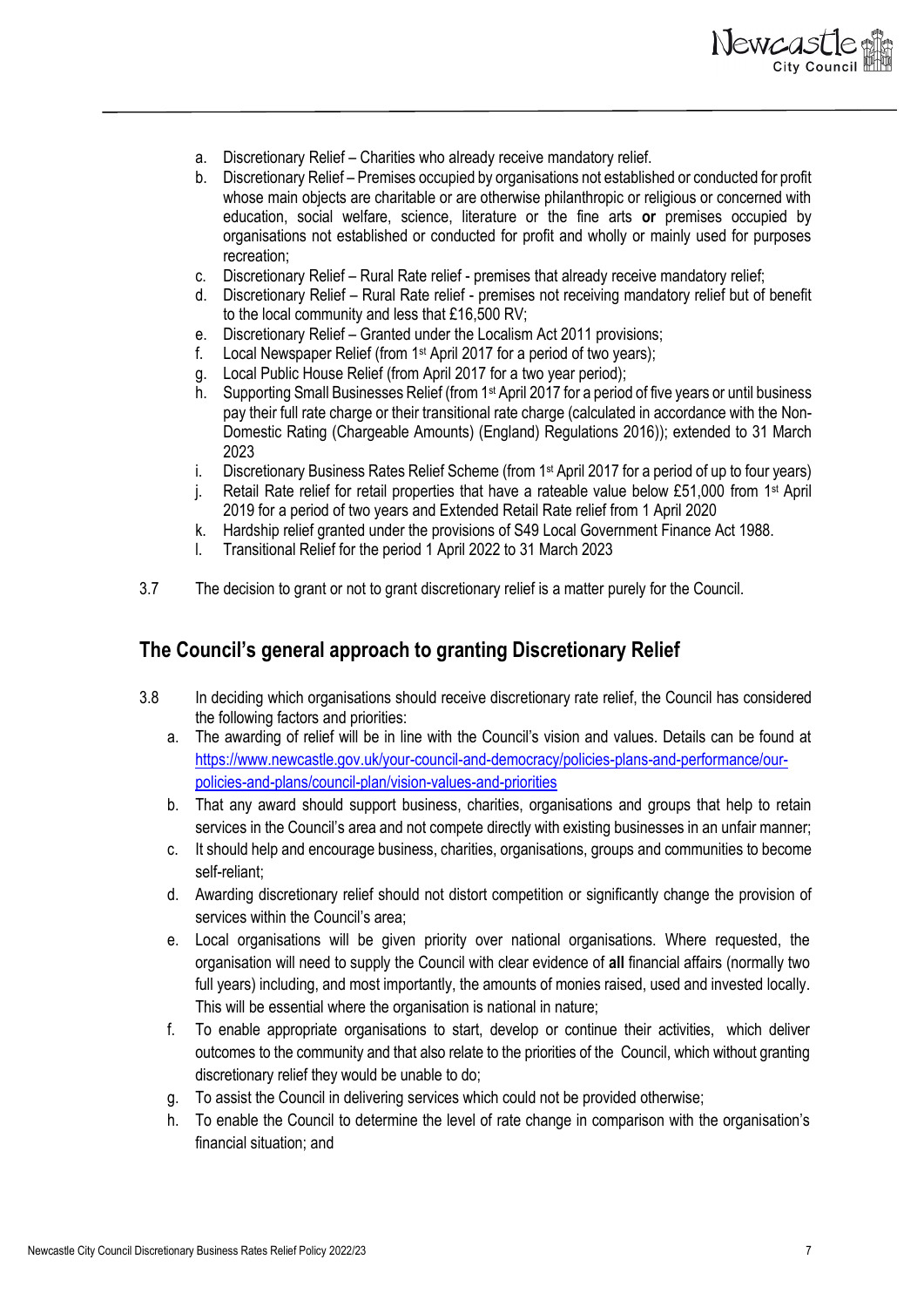a. Discretionary Relief – Charities who already receive mandatory relief.
b. Discretionary Relief – Premises occupied by organisations not established or conducted for profit whose main objects are charitable or are otherwise philanthropic or religious or concerned with education, social welfare, science, literature or the fine arts **or** premises occupied by organisations not established or conducted for profit and wholly or mainly used for purposes recreation;
c. Discretionary Relief – Rural Rate relief - premises that already receive mandatory relief;
d. Discretionary Relief – Rural Rate relief - premises not receiving mandatory relief but of benefit to the local community and less that £16,500 RV;
e. Discretionary Relief – Granted under the Localism Act 2011 provisions;
f. Local Newspaper Relief (from 1st April 2017 for a period of two years);
g. Local Public House Relief (from April 2017 for a two year period);
h. Supporting Small Businesses Relief (from 1st April 2017 for a period of five years or until business pay their full rate charge or their transitional rate charge (calculated in accordance with the Non-Domestic Rating (Chargeable Amounts) (England) Regulations 2016)); extended to 31 March 2023
i. Discretionary Business Rates Relief Scheme (from 1st April 2017 for a period of up to four years)
j. Retail Rate relief for retail properties that have a rateable value below £51,000 from 1st April 2019 for a period of two years and Extended Retail Rate relief from 1 April 2020
k. Hardship relief granted under the provisions of S49 Local Government Finance Act 1988.
l. Transitional Relief for the period 1 April 2022 to 31 March 2023

3.7 The decision to grant or not to grant discretionary relief is a matter purely for the Council.

## The Council's general approach to granting Discretionary Relief

3.8 In deciding which organisations should receive discretionary rate relief, the Council has considered the following factors and priorities:

a. The awarding of relief will be in line with the Council's vision and values. Details can be found at https://www.newcastle.gov.uk/your-council-and-democracy/policies-plans-and-performance/our-policies-and-plans/council-plan/vision-values-and-priorities
b. That any award should support business, charities, organisations and groups that help to retain services in the Council's area and not compete directly with existing businesses in an unfair manner;
c. It should help and encourage business, charities, organisations, groups and communities to become self-reliant;
d. Awarding discretionary relief should not distort competition or significantly change the provision of services within the Council's area;
e. Local organisations will be given priority over national organisations. Where requested, the organisation will need to supply the Council with clear evidence of **all** financial affairs (normally two full years) including, and most importantly, the amounts of monies raised, used and invested locally. This will be essential where the organisation is national in nature;
f. To enable appropriate organisations to start, develop or continue their activities, which deliver outcomes to the community and that also relate to the priorities of the Council, which without granting discretionary relief they would be unable to do;
g. To assist the Council in delivering services which could not be provided otherwise;
h. To enable the Council to determine the level of rate change in comparison with the organisation's financial situation; and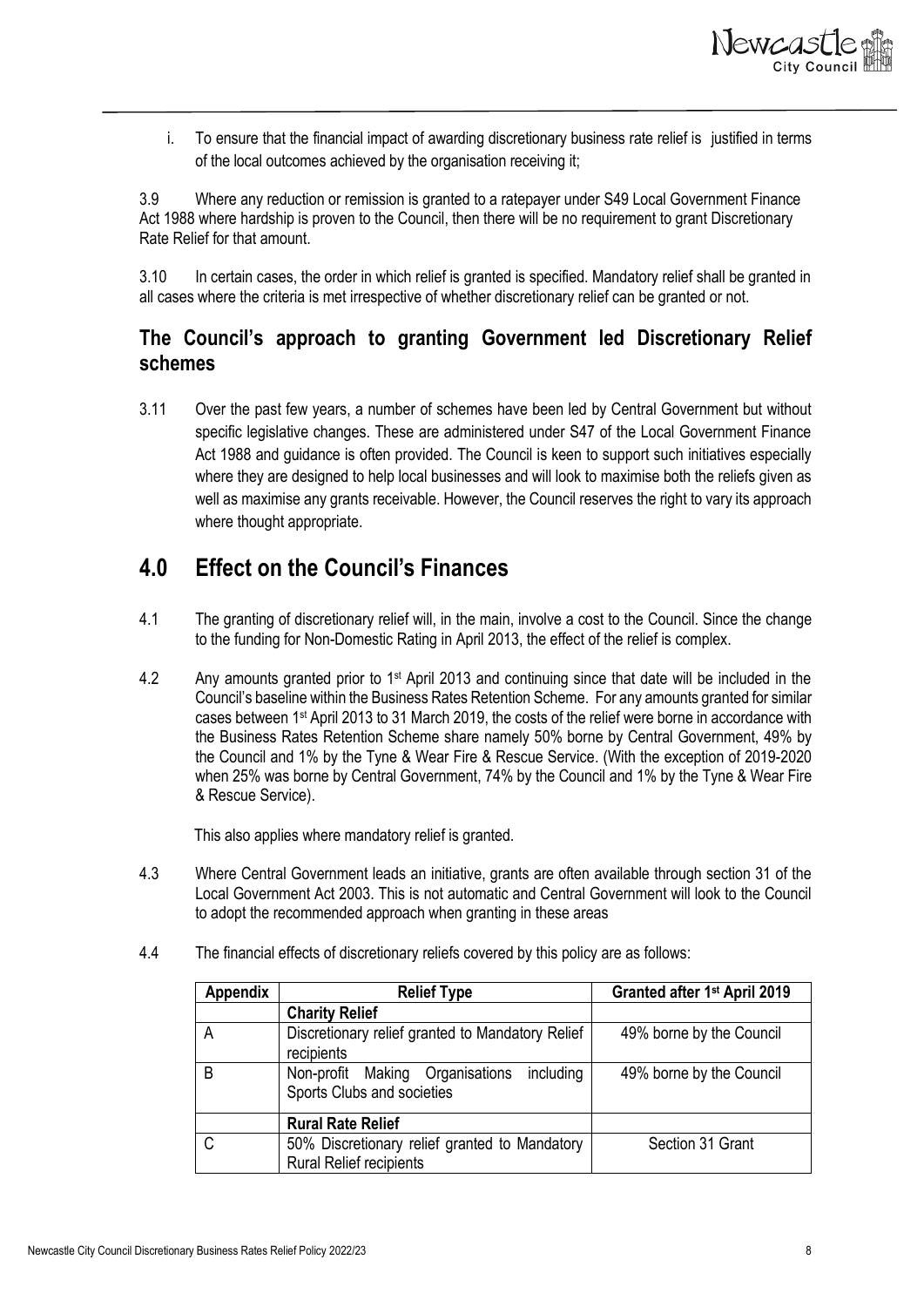i. To ensure that the financial impact of awarding discretionary business rate relief is justified in terms of the local outcomes achieved by the organisation receiving it;

3.9 Where any reduction or remission is granted to a ratepayer under S49 Local Government Finance Act 1988 where hardship is proven to the Council, then there will be no requirement to grant Discretionary Rate Relief for that amount.

3.10 In certain cases, the order in which relief is granted is specified. Mandatory relief shall be granted in all cases where the criteria is met irrespective of whether discretionary relief can be granted or not.

## The Council's approach to granting Government led Discretionary Relief schemes

3.11 Over the past few years, a number of schemes have been led by Central Government but without specific legislative changes. These are administered under S47 of the Local Government Finance Act 1988 and guidance is often provided. The Council is keen to support such initiatives especially where they are designed to help local businesses and will look to maximise both the reliefs given as well as maximise any grants receivable. However, the Council reserves the right to vary its approach where thought appropriate.

# 4.0 Effect on the Council's Finances

4.1 The granting of discretionary relief will, in the main, involve a cost to the Council. Since the change to the funding for Non-Domestic Rating in April 2013, the effect of the relief is complex.

4.2 Any amounts granted prior to 1st April 2013 and continuing since that date will be included in the Council's baseline within the Business Rates Retention Scheme. For any amounts granted for similar cases between 1st April 2013 to 31 March 2019, the costs of the relief were borne in accordance with the Business Rates Retention Scheme share namely 50% borne by Central Government, 49% by the Council and 1% by the Tyne & Wear Fire & Rescue Service. (With the exception of 2019-2020 when 25% was borne by Central Government, 74% by the Council and 1% by the Tyne & Wear Fire & Rescue Service).

This also applies where mandatory relief is granted.

4.3 Where Central Government leads an initiative, grants are often available through section 31 of the Local Government Act 2003. This is not automatic and Central Government will look to the Council to adopt the recommended approach when granting in these areas

4.4 The financial effects of discretionary reliefs covered by this policy are as follows:

| Appendix | Relief Type | Granted after 1st April 2019 |
|---|---|---|
| | **Charity Relief** | |
| A | Discretionary relief granted to Mandatory Relief recipients | 49% borne by the Council |
| B | Non-profit Making Organisations including Sports Clubs and societies | 49% borne by the Council |
| | **Rural Rate Relief** | |
| C | 50% Discretionary relief granted to Mandatory Rural Relief recipients | Section 31 Grant |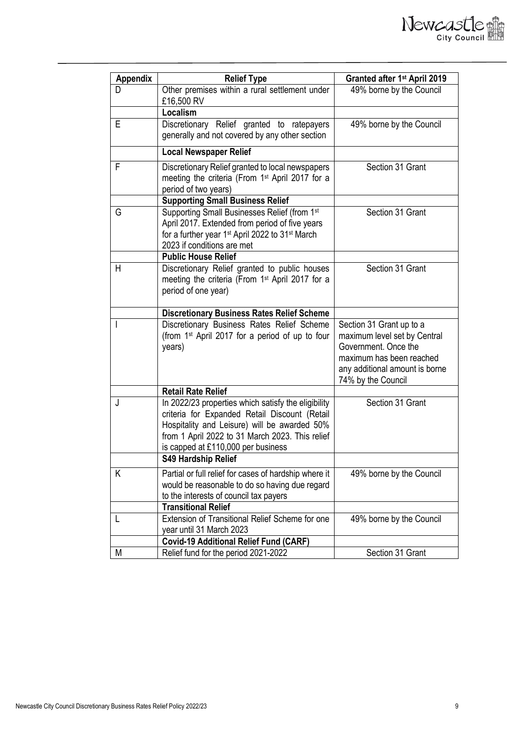| Appendix | Relief Type | Granted after 1st April 2019 |
|---|---|---|
| D | Other premises within a rural settlement under £16,500 RV | 49% borne by the Council |
| | **Localism** | |
| E | Discretionary Relief granted to ratepayers generally and not covered by any other section | 49% borne by the Council |
| | **Local Newspaper Relief** | |
| F | Discretionary Relief granted to local newspapers meeting the criteria (From 1st April 2017 for a period of two years) | Section 31 Grant |
| | **Supporting Small Business Relief** | |
| G | Supporting Small Businesses Relief (from 1st April 2017. Extended from period of five years for a further year 1st April 2022 to 31st March 2023 if conditions are met | Section 31 Grant |
| | **Public House Relief** | |
| H | Discretionary Relief granted to public houses meeting the criteria (From 1st April 2017 for a period of one year) | Section 31 Grant |
| | **Discretionary Business Rates Relief Scheme** | |
| I | Discretionary Business Rates Relief Scheme (from 1st April 2017 for a period of up to four years) | Section 31 Grant up to a maximum level set by Central Government. Once the maximum has been reached any additional amount is borne 74% by the Council |
| | **Retail Rate Relief** | |
| J | In 2022/23 properties which satisfy the eligibility criteria for Expanded Retail Discount (Retail Hospitality and Leisure) will be awarded 50% from 1 April 2022 to 31 March 2023. This relief is capped at £110,000 per business | Section 31 Grant |
| | **S49 Hardship Relief** | |
| K | Partial or full relief for cases of hardship where it would be reasonable to do so having due regard to the interests of council tax payers | 49% borne by the Council |
| | **Transitional Relief** | |
| L | Extension of Transitional Relief Scheme for one year until 31 March 2023 | 49% borne by the Council |
| | **Covid-19 Additional Relief Fund (CARF)** | |
| M | Relief fund for the period 2021-2022 | Section 31 Grant |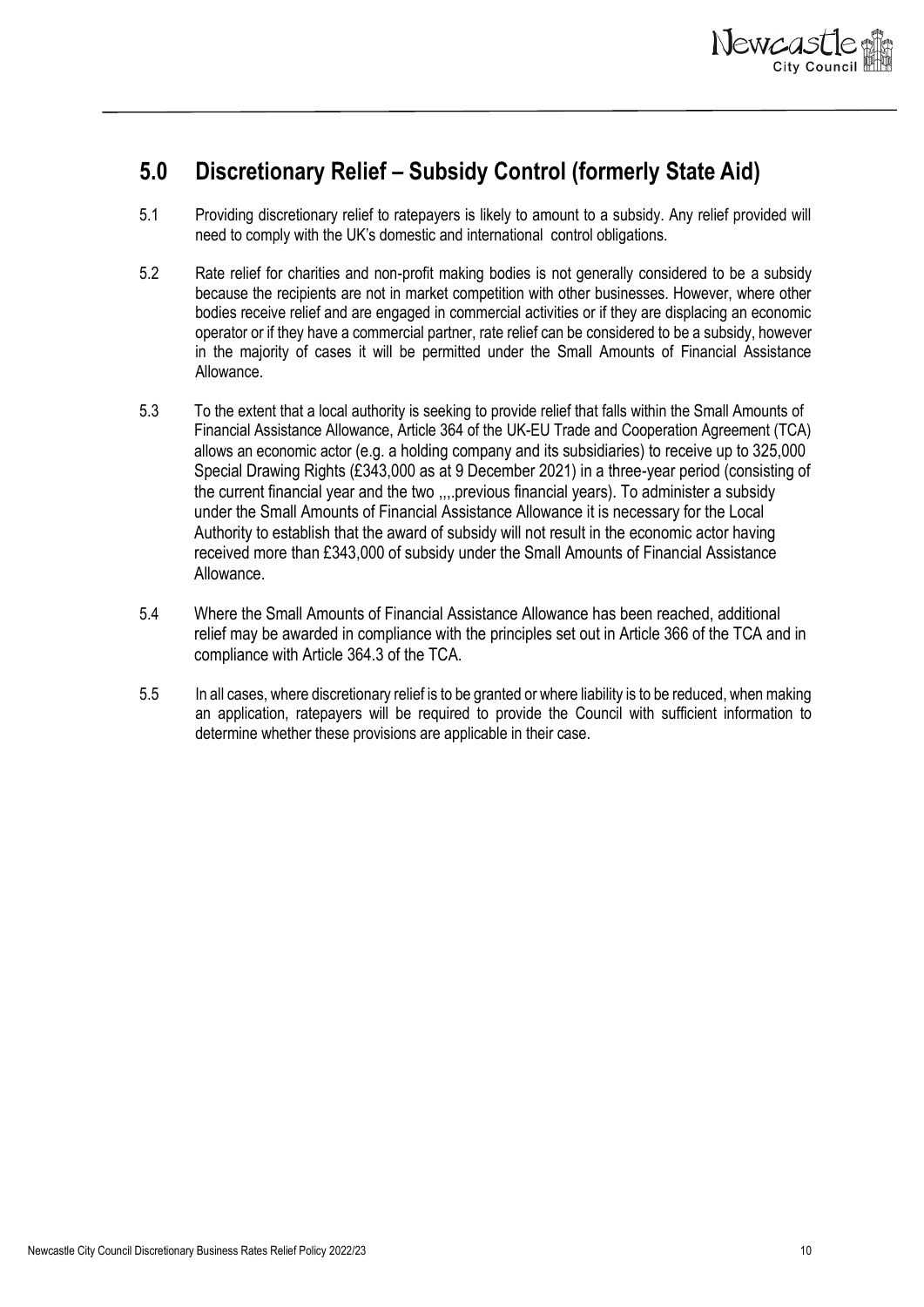## 5.0 Discretionary Relief – Subsidy Control (formerly State Aid)

5.1 Providing discretionary relief to ratepayers is likely to amount to a subsidy. Any relief provided will need to comply with the UK's domestic and international control obligations.

5.2 Rate relief for charities and non-profit making bodies is not generally considered to be a subsidy because the recipients are not in market competition with other businesses. However, where other bodies receive relief and are engaged in commercial activities or if they are displacing an economic operator or if they have a commercial partner, rate relief can be considered to be a subsidy, however in the majority of cases it will be permitted under the Small Amounts of Financial Assistance Allowance.

5.3 To the extent that a local authority is seeking to provide relief that falls within the Small Amounts of Financial Assistance Allowance, Article 364 of the UK-EU Trade and Cooperation Agreement (TCA) allows an economic actor (e.g. a holding company and its subsidiaries) to receive up to 325,000 Special Drawing Rights (£343,000 as at 9 December 2021) in a three-year period (consisting of the current financial year and the two ,,,.previous financial years). To administer a subsidy under the Small Amounts of Financial Assistance Allowance it is necessary for the Local Authority to establish that the award of subsidy will not result in the economic actor having received more than £343,000 of subsidy under the Small Amounts of Financial Assistance Allowance.

5.4 Where the Small Amounts of Financial Assistance Allowance has been reached, additional relief may be awarded in compliance with the principles set out in Article 366 of the TCA and in compliance with Article 364.3 of the TCA.

5.5 In all cases, where discretionary relief is to be granted or where liability is to be reduced, when making an application, ratepayers will be required to provide the Council with sufficient information to determine whether these provisions are applicable in their case.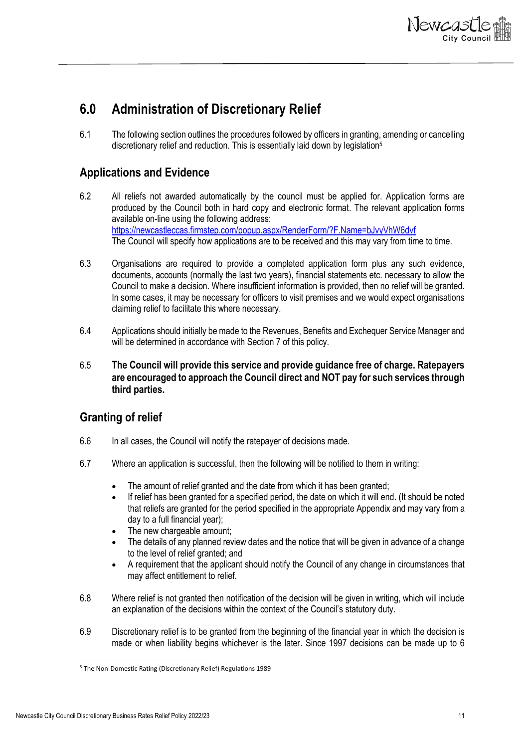## 6.0 Administration of Discretionary Relief

6.1 The following section outlines the procedures followed by officers in granting, amending or cancelling discretionary relief and reduction. This is essentially laid down by legislation[5]

### Applications and Evidence

6.2 All reliefs not awarded automatically by the council must be applied for. Application forms are produced by the Council both in hard copy and electronic format. The relevant application forms available on-line using the following address: https://newcastleccas.firmstep.com/popup.aspx/RenderForm/?F.Name=bJvyVhW6dvf
The Council will specify how applications are to be received and this may vary from time to time.

6.3 Organisations are required to provide a completed application form plus any such evidence, documents, accounts (normally the last two years), financial statements etc. necessary to allow the Council to make a decision. Where insufficient information is provided, then no relief will be granted. In some cases, it may be necessary for officers to visit premises and we would expect organisations claiming relief to facilitate this where necessary.

6.4 Applications should initially be made to the Revenues, Benefits and Exchequer Service Manager and will be determined in accordance with Section 7 of this policy.

6.5 **The Council will provide this service and provide guidance free of charge. Ratepayers are encouraged to approach the Council direct and NOT pay for such services through third parties.**

### Granting of relief

6.6 In all cases, the Council will notify the ratepayer of decisions made.

6.7 Where an application is successful, then the following will be notified to them in writing:

- The amount of relief granted and the date from which it has been granted;
- If relief has been granted for a specified period, the date on which it will end. (It should be noted that reliefs are granted for the period specified in the appropriate Appendix and may vary from a day to a full financial year);
- The new chargeable amount;
- The details of any planned review dates and the notice that will be given in advance of a change to the level of relief granted; and
- A requirement that the applicant should notify the Council of any change in circumstances that may affect entitlement to relief.

6.8 Where relief is not granted then notification of the decision will be given in writing, which will include an explanation of the decisions within the context of the Council's statutory duty.

6.9 Discretionary relief is to be granted from the beginning of the financial year in which the decision is made or when liability begins whichever is the later. Since 1997 decisions can be made up to 6

[5] The Non-Domestic Rating (Discretionary Relief) Regulations 1989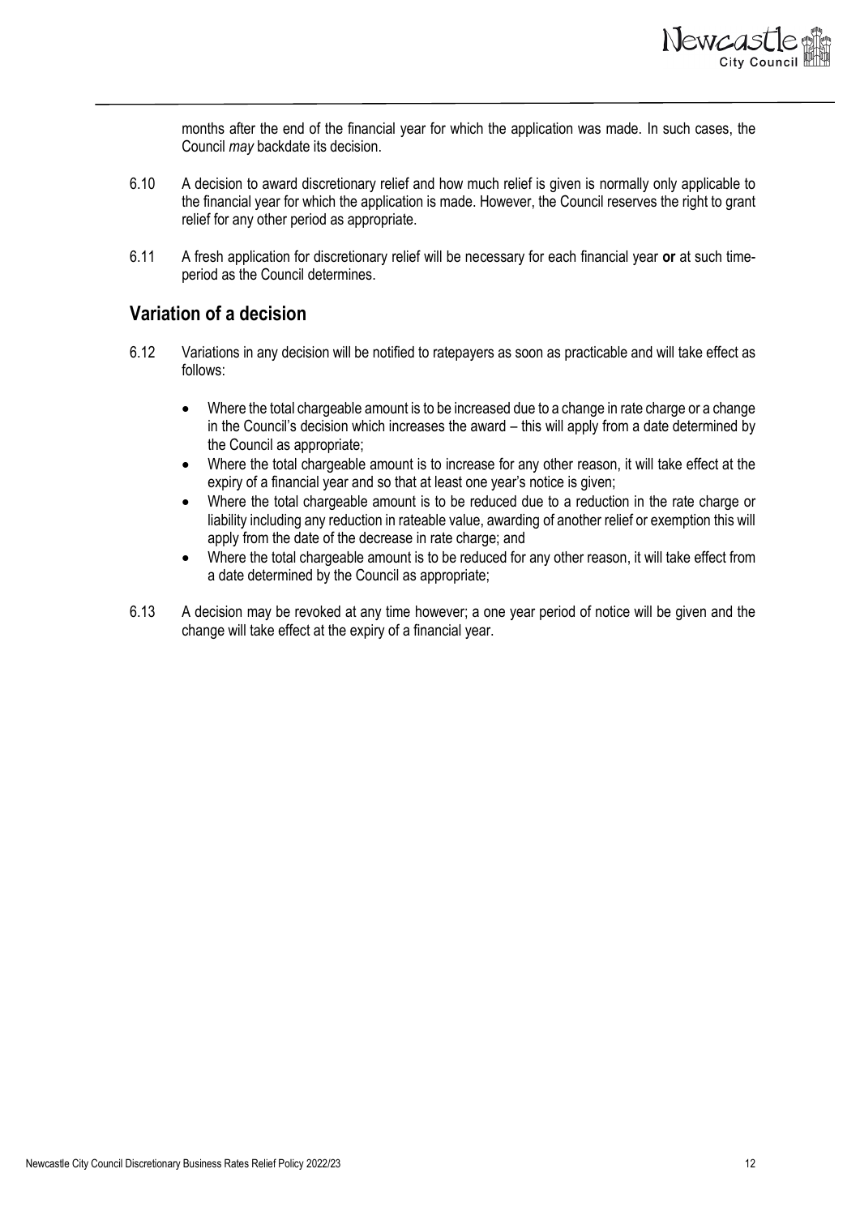months after the end of the financial year for which the application was made. In such cases, the Council *may* backdate its decision.

6.10 A decision to award discretionary relief and how much relief is given is normally only applicable to the financial year for which the application is made. However, the Council reserves the right to grant relief for any other period as appropriate.

6.11 A fresh application for discretionary relief will be necessary for each financial year **or** at such time-period as the Council determines.

## Variation of a decision

6.12 Variations in any decision will be notified to ratepayers as soon as practicable and will take effect as follows:

- Where the total chargeable amount is to be increased due to a change in rate charge or a change in the Council's decision which increases the award – this will apply from a date determined by the Council as appropriate;
- Where the total chargeable amount is to increase for any other reason, it will take effect at the expiry of a financial year and so that at least one year's notice is given;
- Where the total chargeable amount is to be reduced due to a reduction in the rate charge or liability including any reduction in rateable value, awarding of another relief or exemption this will apply from the date of the decrease in rate charge; and
- Where the total chargeable amount is to be reduced for any other reason, it will take effect from a date determined by the Council as appropriate;

6.13 A decision may be revoked at any time however; a one year period of notice will be given and the change will take effect at the expiry of a financial year.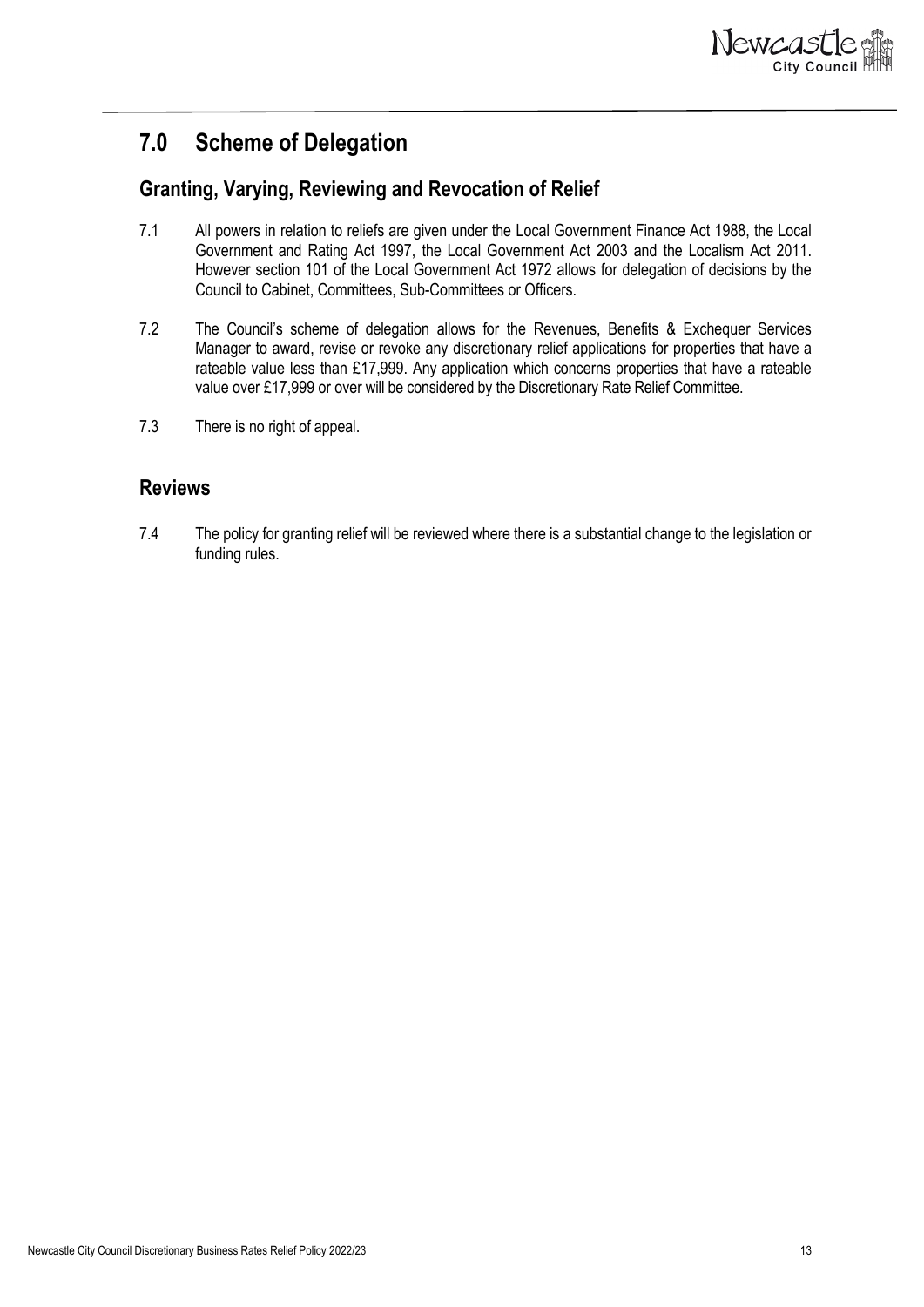# 7.0 Scheme of Delegation

## Granting, Varying, Reviewing and Revocation of Relief

7.1 All powers in relation to reliefs are given under the Local Government Finance Act 1988, the Local Government and Rating Act 1997, the Local Government Act 2003 and the Localism Act 2011. However section 101 of the Local Government Act 1972 allows for delegation of decisions by the Council to Cabinet, Committees, Sub-Committees or Officers.

7.2 The Council's scheme of delegation allows for the Revenues, Benefits & Exchequer Services Manager to award, revise or revoke any discretionary relief applications for properties that have a rateable value less than £17,999. Any application which concerns properties that have a rateable value over £17,999 or over will be considered by the Discretionary Rate Relief Committee.

7.3 There is no right of appeal.

## Reviews

7.4 The policy for granting relief will be reviewed where there is a substantial change to the legislation or funding rules.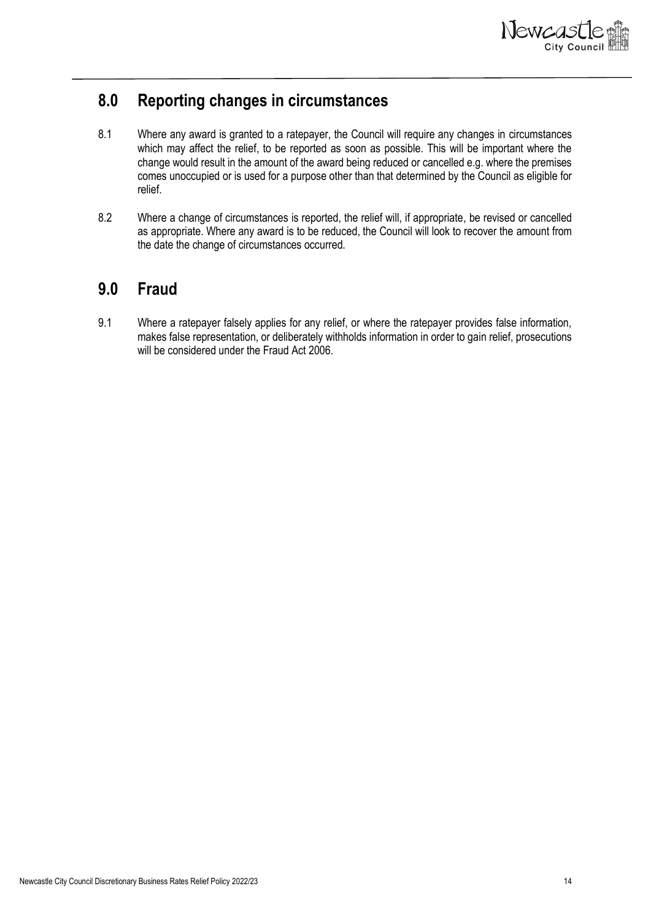## 8.0 Reporting changes in circumstances

8.1 Where any award is granted to a ratepayer, the Council will require any changes in circumstances which may affect the relief, to be reported as soon as possible. This will be important where the change would result in the amount of the award being reduced or cancelled e.g. where the premises comes unoccupied or is used for a purpose other than that determined by the Council as eligible for relief.

8.2 Where a change of circumstances is reported, the relief will, if appropriate, be revised or cancelled as appropriate. Where any award is to be reduced, the Council will look to recover the amount from the date the change of circumstances occurred.

## 9.0 Fraud

9.1 Where a ratepayer falsely applies for any relief, or where the ratepayer provides false information, makes false representation, or deliberately withholds information in order to gain relief, prosecutions will be considered under the Fraud Act 2006.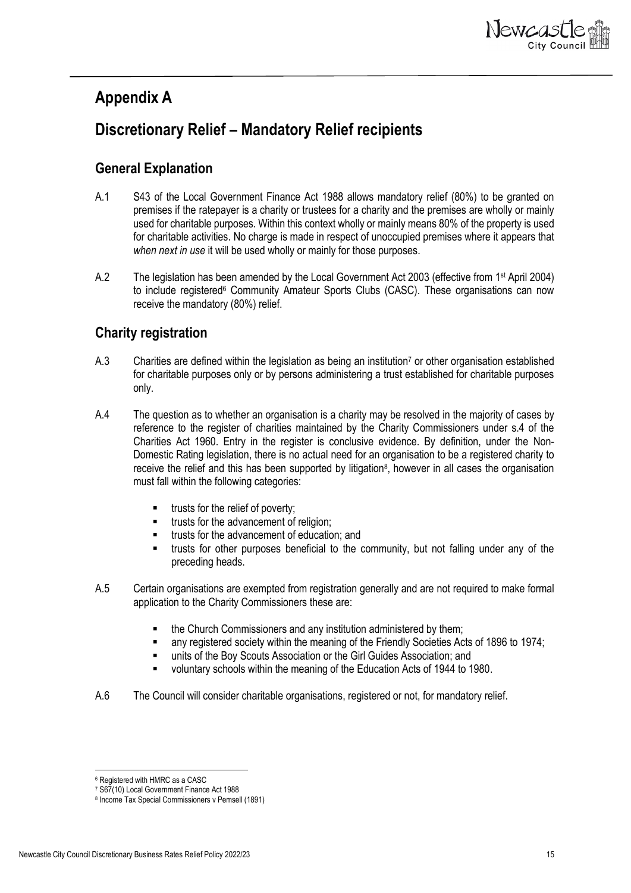# Appendix A

# Discretionary Relief – Mandatory Relief recipients

## General Explanation

A.1 S43 of the Local Government Finance Act 1988 allows mandatory relief (80%) to be granted on premises if the ratepayer is a charity or trustees for a charity and the premises are wholly or mainly used for charitable purposes. Within this context wholly or mainly means 80% of the property is used for charitable activities. No charge is made in respect of unoccupied premises where it appears that *when next in use* it will be used wholly or mainly for those purposes.

A.2 The legislation has been amended by the Local Government Act 2003 (effective from 1st April 2004) to include registered[6] Community Amateur Sports Clubs (CASC). These organisations can now receive the mandatory (80%) relief.

## Charity registration

A.3 Charities are defined within the legislation as being an institution[7] or other organisation established for charitable purposes only or by persons administering a trust established for charitable purposes only.

A.4 The question as to whether an organisation is a charity may be resolved in the majority of cases by reference to the register of charities maintained by the Charity Commissioners under s.4 of the Charities Act 1960. Entry in the register is conclusive evidence. By definition, under the Non-Domestic Rating legislation, there is no actual need for an organisation to be a registered charity to receive the relief and this has been supported by litigation[8], however in all cases the organisation must fall within the following categories:

- trusts for the relief of poverty;
- trusts for the advancement of religion;
- trusts for the advancement of education; and
- trusts for other purposes beneficial to the community, but not falling under any of the preceding heads.

A.5 Certain organisations are exempted from registration generally and are not required to make formal application to the Charity Commissioners these are:

- the Church Commissioners and any institution administered by them;
- any registered society within the meaning of the Friendly Societies Acts of 1896 to 1974;
- units of the Boy Scouts Association or the Girl Guides Association; and
- voluntary schools within the meaning of the Education Acts of 1944 to 1980.

A.6 The Council will consider charitable organisations, registered or not, for mandatory relief.

---

[6] Registered with HMRC as a CASC

[7] S67(10) Local Government Finance Act 1988

[8] Income Tax Special Commissioners v Pemsell (1891)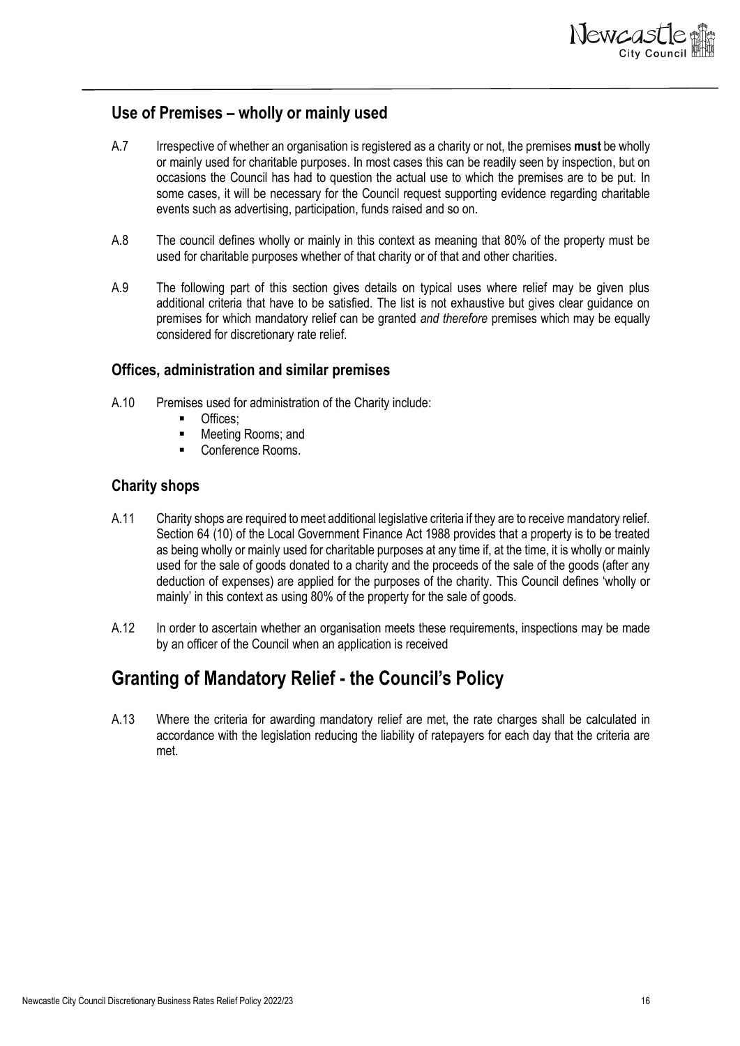## Use of Premises – wholly or mainly used

A.7 Irrespective of whether an organisation is registered as a charity or not, the premises **must** be wholly or mainly used for charitable purposes. In most cases this can be readily seen by inspection, but on occasions the Council has had to question the actual use to which the premises are to be put. In some cases, it will be necessary for the Council request supporting evidence regarding charitable events such as advertising, participation, funds raised and so on.

A.8 The council defines wholly or mainly in this context as meaning that 80% of the property must be used for charitable purposes whether of that charity or of that and other charities.

A.9 The following part of this section gives details on typical uses where relief may be given plus additional criteria that have to be satisfied. The list is not exhaustive but gives clear guidance on premises for which mandatory relief can be granted *and therefore* premises which may be equally considered for discretionary rate relief.

## Offices, administration and similar premises

A.10 Premises used for administration of the Charity include:

- Offices;
- Meeting Rooms; and
- Conference Rooms.

## Charity shops

A.11 Charity shops are required to meet additional legislative criteria if they are to receive mandatory relief. Section 64 (10) of the Local Government Finance Act 1988 provides that a property is to be treated as being wholly or mainly used for charitable purposes at any time if, at the time, it is wholly or mainly used for the sale of goods donated to a charity and the proceeds of the sale of the goods (after any deduction of expenses) are applied for the purposes of the charity. This Council defines 'wholly or mainly' in this context as using 80% of the property for the sale of goods.

A.12 In order to ascertain whether an organisation meets these requirements, inspections may be made by an officer of the Council when an application is received

# Granting of Mandatory Relief - the Council's Policy

A.13 Where the criteria for awarding mandatory relief are met, the rate charges shall be calculated in accordance with the legislation reducing the liability of ratepayers for each day that the criteria are met.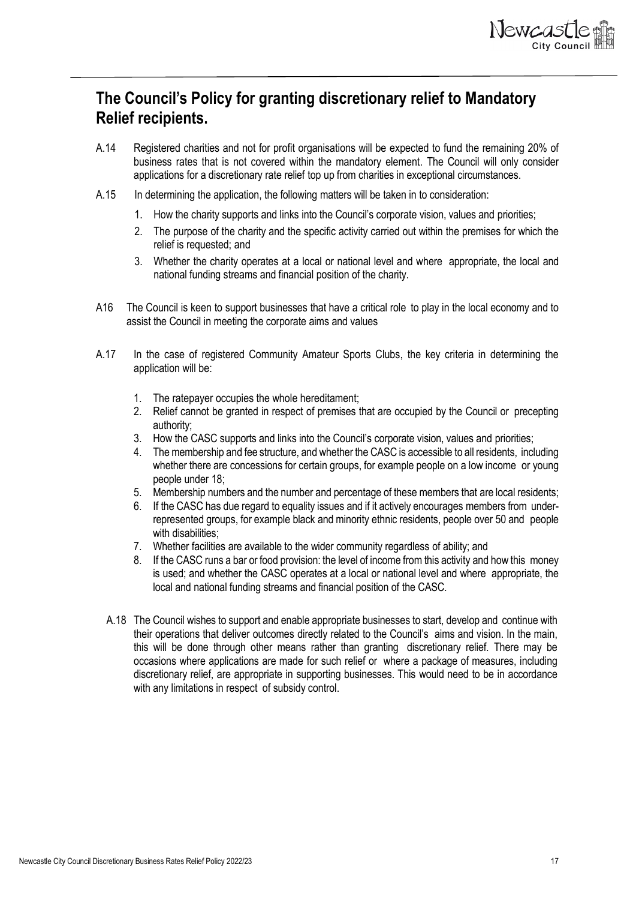## The Council's Policy for granting discretionary relief to Mandatory Relief recipients.

A.14 Registered charities and not for profit organisations will be expected to fund the remaining 20% of business rates that is not covered within the mandatory element. The Council will only consider applications for a discretionary rate relief top up from charities in exceptional circumstances.

A.15 In determining the application, the following matters will be taken in to consideration:

1. How the charity supports and links into the Council's corporate vision, values and priorities;
2. The purpose of the charity and the specific activity carried out within the premises for which the relief is requested; and
3. Whether the charity operates at a local or national level and where appropriate, the local and national funding streams and financial position of the charity.

A16 The Council is keen to support businesses that have a critical role to play in the local economy and to assist the Council in meeting the corporate aims and values

A.17 In the case of registered Community Amateur Sports Clubs, the key criteria in determining the application will be:

1. The ratepayer occupies the whole hereditament;
2. Relief cannot be granted in respect of premises that are occupied by the Council or precepting authority;
3. How the CASC supports and links into the Council's corporate vision, values and priorities;
4. The membership and fee structure, and whether the CASC is accessible to all residents, including whether there are concessions for certain groups, for example people on a low income or young people under 18;
5. Membership numbers and the number and percentage of these members that are local residents;
6. If the CASC has due regard to equality issues and if it actively encourages members from under-represented groups, for example black and minority ethnic residents, people over 50 and people with disabilities;
7. Whether facilities are available to the wider community regardless of ability; and
8. If the CASC runs a bar or food provision: the level of income from this activity and how this money is used; and whether the CASC operates at a local or national level and where appropriate, the local and national funding streams and financial position of the CASC.

A.18 The Council wishes to support and enable appropriate businesses to start, develop and continue with their operations that deliver outcomes directly related to the Council's aims and vision. In the main, this will be done through other means rather than granting discretionary relief. There may be occasions where applications are made for such relief or where a package of measures, including discretionary relief, are appropriate in supporting businesses. This would need to be in accordance with any limitations in respect of subsidy control.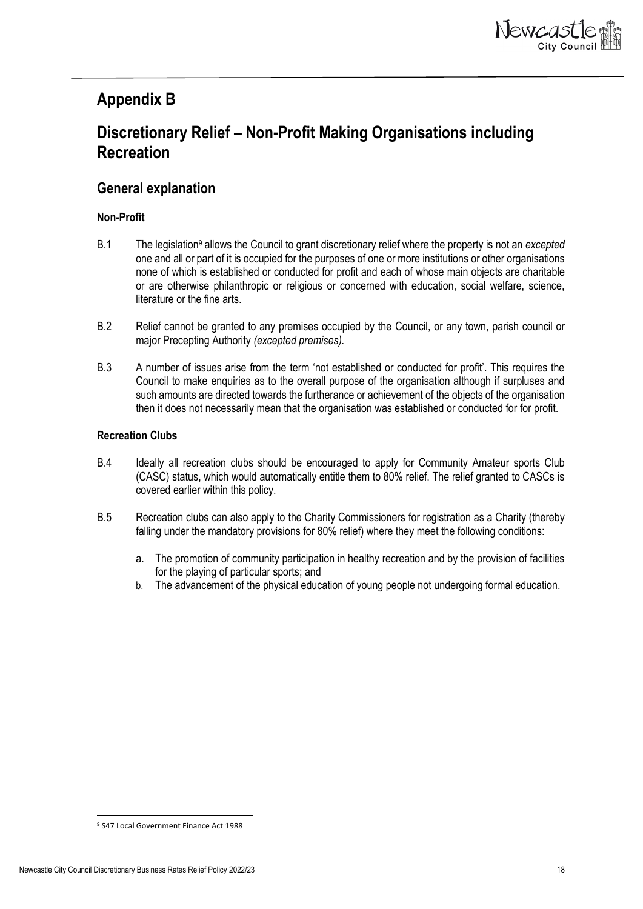# Appendix B

# Discretionary Relief – Non-Profit Making Organisations including Recreation

## General explanation

**Non-Profit**

B.1 The legislation[9] allows the Council to grant discretionary relief where the property is not an *excepted* one and all or part of it is occupied for the purposes of one or more institutions or other organisations none of which is established or conducted for profit and each of whose main objects are charitable or are otherwise philanthropic or religious or concerned with education, social welfare, science, literature or the fine arts.

B.2 Relief cannot be granted to any premises occupied by the Council, or any town, parish council or major Precepting Authority *(excepted premises).*

B.3 A number of issues arise from the term 'not established or conducted for profit'. This requires the Council to make enquiries as to the overall purpose of the organisation although if surpluses and such amounts are directed towards the furtherance or achievement of the objects of the organisation then it does not necessarily mean that the organisation was established or conducted for for profit.

**Recreation Clubs**

B.4 Ideally all recreation clubs should be encouraged to apply for Community Amateur sports Club (CASC) status, which would automatically entitle them to 80% relief. The relief granted to CASCs is covered earlier within this policy.

B.5 Recreation clubs can also apply to the Charity Commissioners for registration as a Charity (thereby falling under the mandatory provisions for 80% relief) where they meet the following conditions:

a. The promotion of community participation in healthy recreation and by the provision of facilities for the playing of particular sports; and
b. The advancement of the physical education of young people not undergoing formal education.

[9] S47 Local Government Finance Act 1988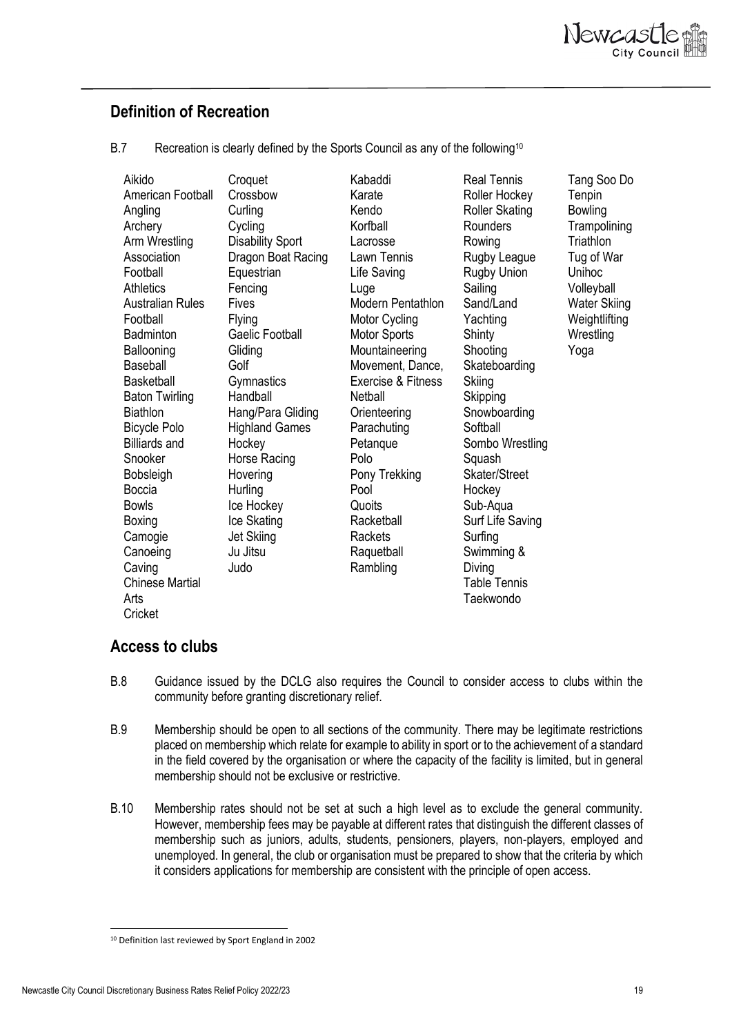## Definition of Recreation

B.7 Recreation is clearly defined by the Sports Council as any of the following[10]

- Aikido
- American Football
- Angling
- Archery
- Arm Wrestling
- Association Football
- Athletics
- Australian Rules Football
- Badminton
- Ballooning
- Baseball
- Basketball
- Baton Twirling
- Biathlon
- Bicycle Polo
- Billiards and Snooker
- Bobsleigh
- Boccia
- Bowls
- Boxing
- Camogie
- Canoeing
- Caving
- Chinese Martial Arts
- Cricket
- Croquet
- Crossbow
- Curling
- Cycling
- Disability Sport
- Dragon Boat Racing
- Equestrian
- Fencing
- Fives
- Flying
- Gaelic Football
- Gliding
- Golf
- Gymnastics
- Handball
- Hang/Para Gliding
- Highland Games
- Hockey
- Horse Racing
- Hovering
- Hurling
- Ice Hockey
- Ice Skating
- Jet Skiing
- Ju Jitsu
- Judo
- Kabaddi
- Karate
- Kendo
- Korfball
- Lacrosse
- Lawn Tennis
- Life Saving
- Luge
- Modern Pentathlon
- Motor Cycling
- Motor Sports
- Mountaineering
- Movement, Dance, Exercise & Fitness
- Netball
- Orienteering
- Parachuting
- Petanque
- Polo
- Pony Trekking
- Pool
- Quoits
- Racketball
- Rackets
- Raquetball
- Rambling
- Real Tennis
- Roller Hockey
- Roller Skating
- Rounders
- Rowing
- Rugby League
- Rugby Union
- Sailing
- Sand/Land Yachting
- Shinty
- Shooting
- Skateboarding
- Skiing
- Skipping
- Snowboarding
- Softball
- Sombo Wrestling
- Squash
- Skater/Street Hockey
- Sub-Aqua
- Surf Life Saving
- Surfing
- Swimming & Diving
- Table Tennis
- Taekwondo
- Tang Soo Do
- Tenpin Bowling
- Trampolining
- Triathlon
- Tug of War
- Unihoc
- Volleyball
- Water Skiing
- Weightlifting
- Wrestling
- Yoga

## Access to clubs

B.8 Guidance issued by the DCLG also requires the Council to consider access to clubs within the community before granting discretionary relief.

B.9 Membership should be open to all sections of the community. There may be legitimate restrictions placed on membership which relate for example to ability in sport or to the achievement of a standard in the field covered by the organisation or where the capacity of the facility is limited, but in general membership should not be exclusive or restrictive.

B.10 Membership rates should not be set at such a high level as to exclude the general community. However, membership fees may be payable at different rates that distinguish the different classes of membership such as juniors, adults, students, pensioners, players, non-players, employed and unemployed. In general, the club or organisation must be prepared to show that the criteria by which it considers applications for membership are consistent with the principle of open access.

[10] Definition last reviewed by Sport England in 2002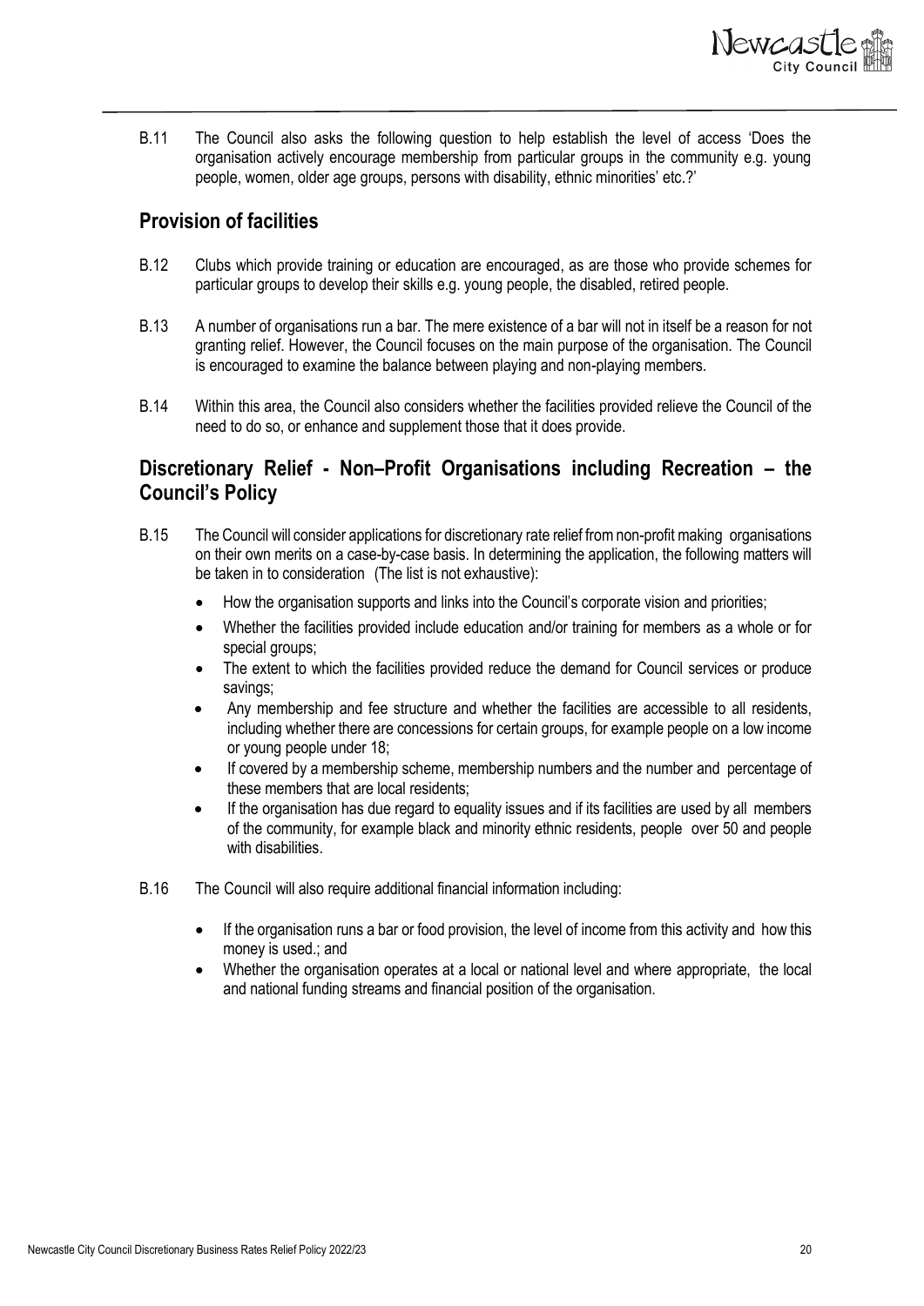B.11 The Council also asks the following question to help establish the level of access 'Does the organisation actively encourage membership from particular groups in the community e.g. young people, women, older age groups, persons with disability, ethnic minorities' etc.?'

## Provision of facilities

B.12 Clubs which provide training or education are encouraged, as are those who provide schemes for particular groups to develop their skills e.g. young people, the disabled, retired people.

B.13 A number of organisations run a bar. The mere existence of a bar will not in itself be a reason for not granting relief. However, the Council focuses on the main purpose of the organisation. The Council is encouraged to examine the balance between playing and non-playing members.

B.14 Within this area, the Council also considers whether the facilities provided relieve the Council of the need to do so, or enhance and supplement those that it does provide.

## Discretionary Relief - Non–Profit Organisations including Recreation – the Council's Policy

B.15 The Council will consider applications for discretionary rate relief from non-profit making organisations on their own merits on a case-by-case basis. In determining the application, the following matters will be taken in to consideration (The list is not exhaustive):

- How the organisation supports and links into the Council's corporate vision and priorities;
- Whether the facilities provided include education and/or training for members as a whole or for special groups;
- The extent to which the facilities provided reduce the demand for Council services or produce savings;
- Any membership and fee structure and whether the facilities are accessible to all residents, including whether there are concessions for certain groups, for example people on a low income or young people under 18;
- If covered by a membership scheme, membership numbers and the number and percentage of these members that are local residents;
- If the organisation has due regard to equality issues and if its facilities are used by all members of the community, for example black and minority ethnic residents, people over 50 and people with disabilities.

B.16 The Council will also require additional financial information including:

- If the organisation runs a bar or food provision, the level of income from this activity and how this money is used.; and
- Whether the organisation operates at a local or national level and where appropriate, the local and national funding streams and financial position of the organisation.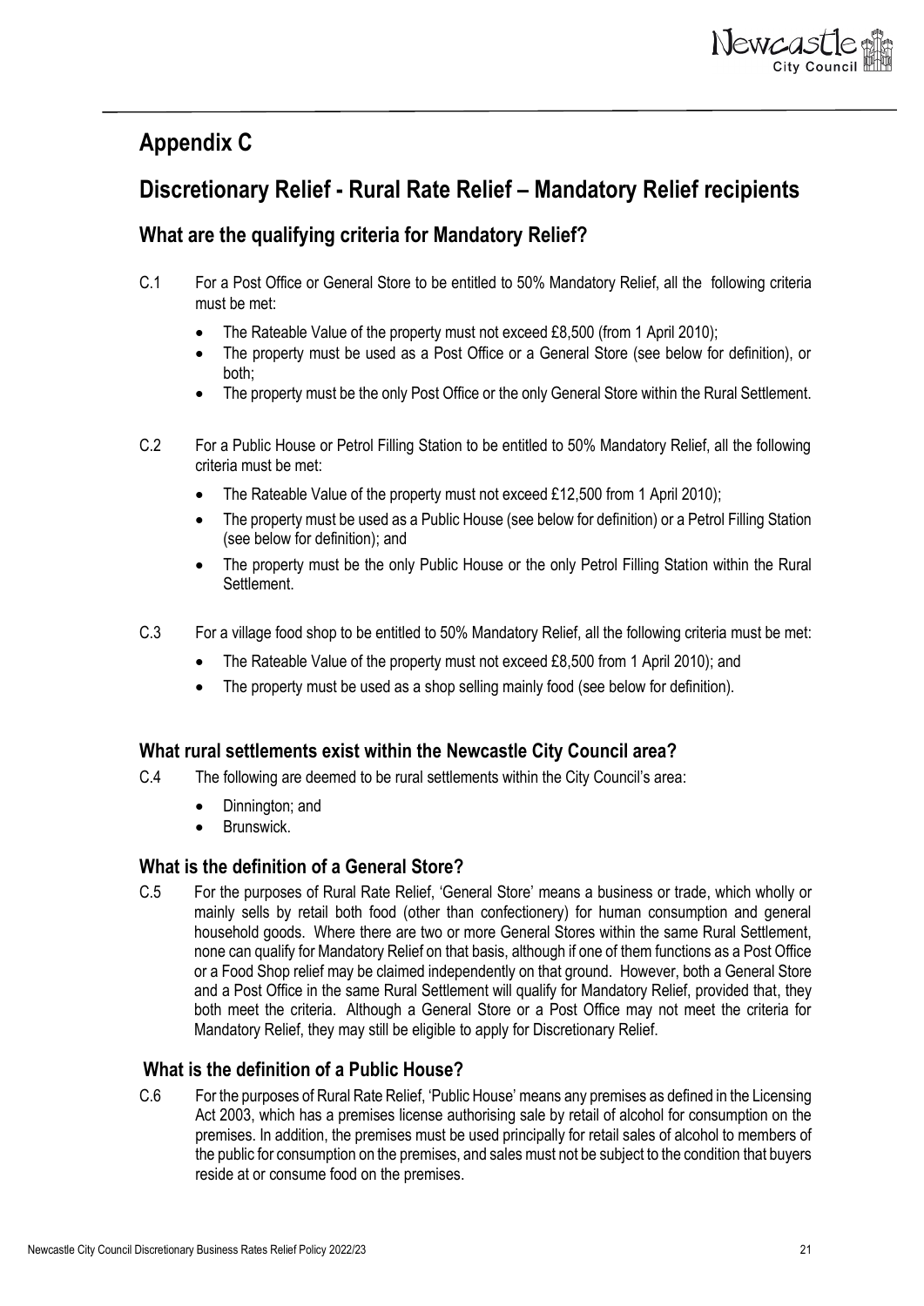# Appendix C

# Discretionary Relief - Rural Rate Relief – Mandatory Relief recipients

## What are the qualifying criteria for Mandatory Relief?

C.1 For a Post Office or General Store to be entitled to 50% Mandatory Relief, all the following criteria must be met:

- The Rateable Value of the property must not exceed £8,500 (from 1 April 2010);
- The property must be used as a Post Office or a General Store (see below for definition), or both;
- The property must be the only Post Office or the only General Store within the Rural Settlement.

C.2 For a Public House or Petrol Filling Station to be entitled to 50% Mandatory Relief, all the following criteria must be met:

- The Rateable Value of the property must not exceed £12,500 from 1 April 2010);
- The property must be used as a Public House (see below for definition) or a Petrol Filling Station (see below for definition); and
- The property must be the only Public House or the only Petrol Filling Station within the Rural Settlement.

C.3 For a village food shop to be entitled to 50% Mandatory Relief, all the following criteria must be met:

- The Rateable Value of the property must not exceed £8,500 from 1 April 2010); and
- The property must be used as a shop selling mainly food (see below for definition).

## What rural settlements exist within the Newcastle City Council area?

C.4 The following are deemed to be rural settlements within the City Council's area:

- Dinnington; and
- Brunswick.

## What is the definition of a General Store?

C.5 For the purposes of Rural Rate Relief, 'General Store' means a business or trade, which wholly or mainly sells by retail both food (other than confectionery) for human consumption and general household goods. Where there are two or more General Stores within the same Rural Settlement, none can qualify for Mandatory Relief on that basis, although if one of them functions as a Post Office or a Food Shop relief may be claimed independently on that ground. However, both a General Store and a Post Office in the same Rural Settlement will qualify for Mandatory Relief, provided that, they both meet the criteria. Although a General Store or a Post Office may not meet the criteria for Mandatory Relief, they may still be eligible to apply for Discretionary Relief.

## What is the definition of a Public House?

C.6 For the purposes of Rural Rate Relief, 'Public House' means any premises as defined in the Licensing Act 2003, which has a premises license authorising sale by retail of alcohol for consumption on the premises. In addition, the premises must be used principally for retail sales of alcohol to members of the public for consumption on the premises, and sales must not be subject to the condition that buyers reside at or consume food on the premises.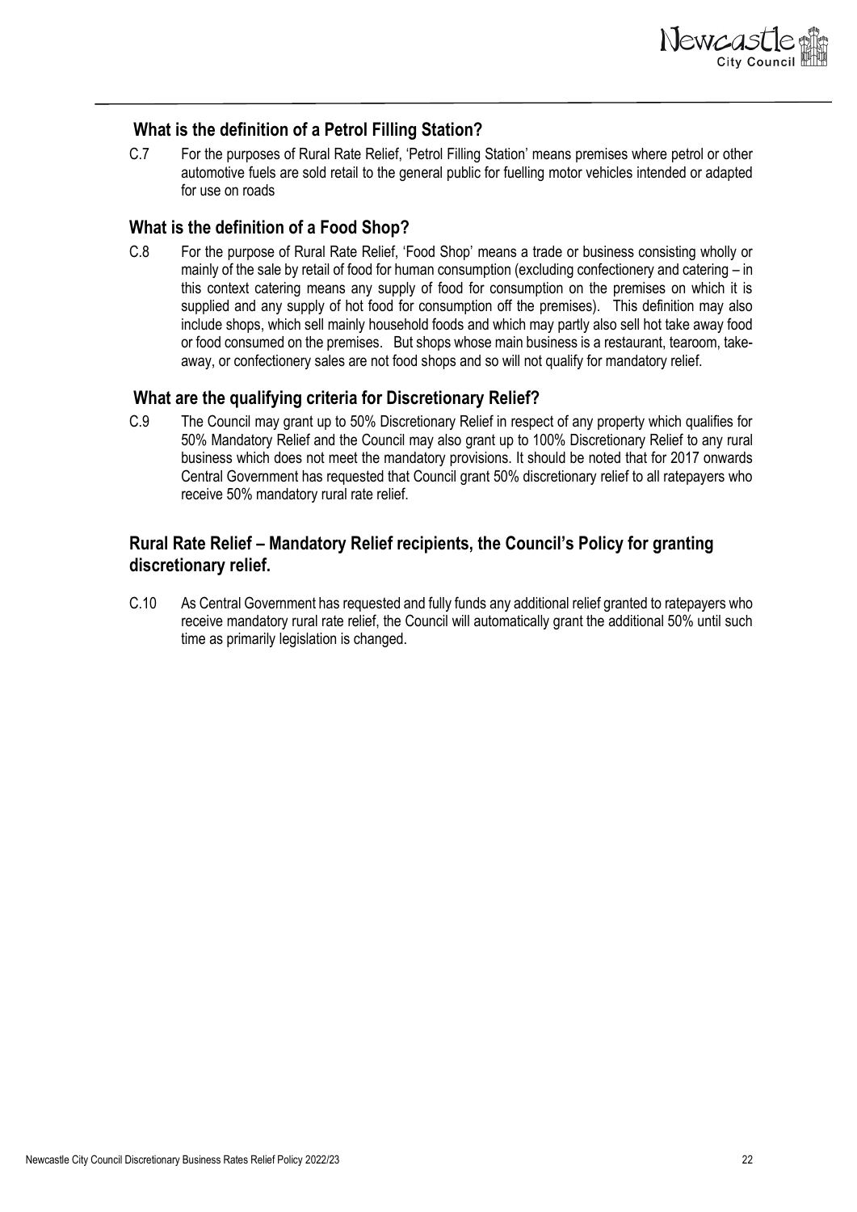### What is the definition of a Petrol Filling Station?

C.7 For the purposes of Rural Rate Relief, 'Petrol Filling Station' means premises where petrol or other automotive fuels are sold retail to the general public for fuelling motor vehicles intended or adapted for use on roads

### What is the definition of a Food Shop?

C.8 For the purpose of Rural Rate Relief, 'Food Shop' means a trade or business consisting wholly or mainly of the sale by retail of food for human consumption (excluding confectionery and catering – in this context catering means any supply of food for consumption on the premises on which it is supplied and any supply of hot food for consumption off the premises). This definition may also include shops, which sell mainly household foods and which may partly also sell hot take away food or food consumed on the premises. But shops whose main business is a restaurant, tearoom, take-away, or confectionery sales are not food shops and so will not qualify for mandatory relief.

### What are the qualifying criteria for Discretionary Relief?

C.9 The Council may grant up to 50% Discretionary Relief in respect of any property which qualifies for 50% Mandatory Relief and the Council may also grant up to 100% Discretionary Relief to any rural business which does not meet the mandatory provisions. It should be noted that for 2017 onwards Central Government has requested that Council grant 50% discretionary relief to all ratepayers who receive 50% mandatory rural rate relief.

### Rural Rate Relief – Mandatory Relief recipients, the Council's Policy for granting discretionary relief.

C.10 As Central Government has requested and fully funds any additional relief granted to ratepayers who receive mandatory rural rate relief, the Council will automatically grant the additional 50% until such time as primarily legislation is changed.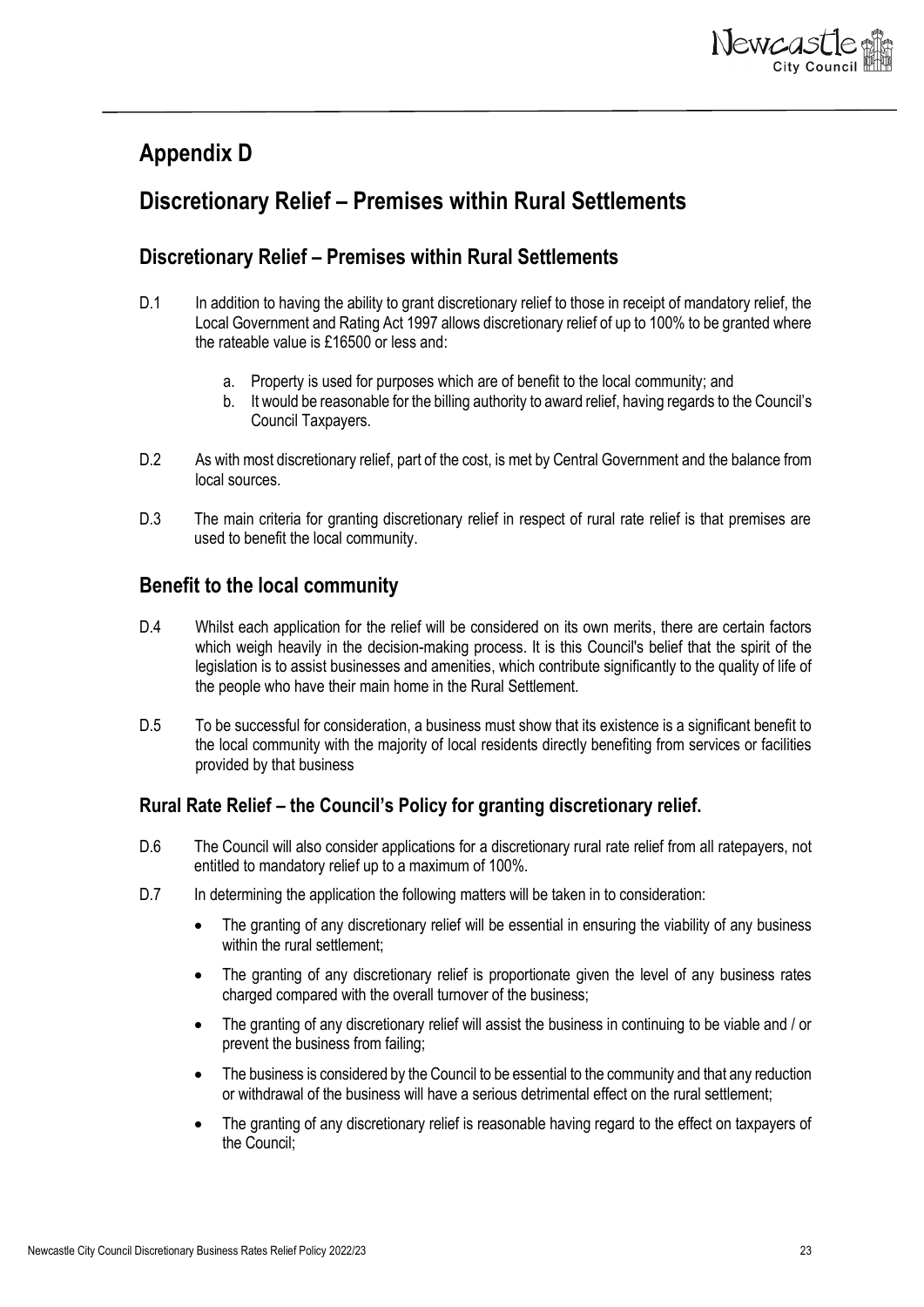# Appendix D

# Discretionary Relief – Premises within Rural Settlements

## Discretionary Relief – Premises within Rural Settlements

D.1 In addition to having the ability to grant discretionary relief to those in receipt of mandatory relief, the Local Government and Rating Act 1997 allows discretionary relief of up to 100% to be granted where the rateable value is £16500 or less and:

a. Property is used for purposes which are of benefit to the local community; and
b. It would be reasonable for the billing authority to award relief, having regards to the Council's Council Taxpayers.

D.2 As with most discretionary relief, part of the cost, is met by Central Government and the balance from local sources.

D.3 The main criteria for granting discretionary relief in respect of rural rate relief is that premises are used to benefit the local community.

## Benefit to the local community

D.4 Whilst each application for the relief will be considered on its own merits, there are certain factors which weigh heavily in the decision-making process. It is this Council's belief that the spirit of the legislation is to assist businesses and amenities, which contribute significantly to the quality of life of the people who have their main home in the Rural Settlement.

D.5 To be successful for consideration, a business must show that its existence is a significant benefit to the local community with the majority of local residents directly benefiting from services or facilities provided by that business

### Rural Rate Relief – the Council's Policy for granting discretionary relief.

D.6 The Council will also consider applications for a discretionary rural rate relief from all ratepayers, not entitled to mandatory relief up to a maximum of 100%.

D.7 In determining the application the following matters will be taken in to consideration:

- The granting of any discretionary relief will be essential in ensuring the viability of any business within the rural settlement;
- The granting of any discretionary relief is proportionate given the level of any business rates charged compared with the overall turnover of the business;
- The granting of any discretionary relief will assist the business in continuing to be viable and / or prevent the business from failing;
- The business is considered by the Council to be essential to the community and that any reduction or withdrawal of the business will have a serious detrimental effect on the rural settlement;
- The granting of any discretionary relief is reasonable having regard to the effect on taxpayers of the Council;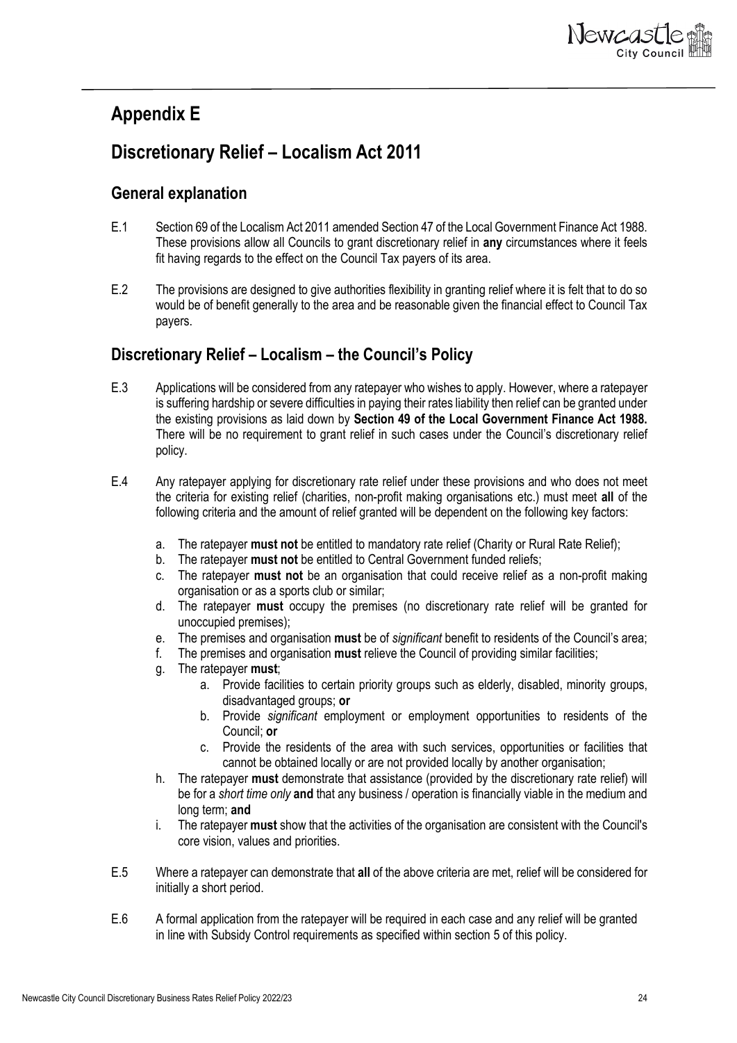# Appendix E

# Discretionary Relief – Localism Act 2011

## General explanation

E.1 Section 69 of the Localism Act 2011 amended Section 47 of the Local Government Finance Act 1988. These provisions allow all Councils to grant discretionary relief in **any** circumstances where it feels fit having regards to the effect on the Council Tax payers of its area.

E.2 The provisions are designed to give authorities flexibility in granting relief where it is felt that to do so would be of benefit generally to the area and be reasonable given the financial effect to Council Tax payers.

## Discretionary Relief – Localism – the Council's Policy

E.3 Applications will be considered from any ratepayer who wishes to apply. However, where a ratepayer is suffering hardship or severe difficulties in paying their rates liability then relief can be granted under the existing provisions as laid down by **Section 49 of the Local Government Finance Act 1988.** There will be no requirement to grant relief in such cases under the Council's discretionary relief policy.

E.4 Any ratepayer applying for discretionary rate relief under these provisions and who does not meet the criteria for existing relief (charities, non-profit making organisations etc.) must meet **all** of the following criteria and the amount of relief granted will be dependent on the following key factors:

a. The ratepayer **must not** be entitled to mandatory rate relief (Charity or Rural Rate Relief);
b. The ratepayer **must not** be entitled to Central Government funded reliefs;
c. The ratepayer **must not** be an organisation that could receive relief as a non-profit making organisation or as a sports club or similar;
d. The ratepayer **must** occupy the premises (no discretionary rate relief will be granted for unoccupied premises);
e. The premises and organisation **must** be of *significant* benefit to residents of the Council's area;
f. The premises and organisation **must** relieve the Council of providing similar facilities;
g. The ratepayer **must**;
    a. Provide facilities to certain priority groups such as elderly, disabled, minority groups, disadvantaged groups; **or**
    b. Provide *significant* employment or employment opportunities to residents of the Council; **or**
    c. Provide the residents of the area with such services, opportunities or facilities that cannot be obtained locally or are not provided locally by another organisation;
h. The ratepayer **must** demonstrate that assistance (provided by the discretionary rate relief) will be for a *short time only* **and** that any business / operation is financially viable in the medium and long term; **and**
i. The ratepayer **must** show that the activities of the organisation are consistent with the Council's core vision, values and priorities.

E.5 Where a ratepayer can demonstrate that **all** of the above criteria are met, relief will be considered for initially a short period.

E.6 A formal application from the ratepayer will be required in each case and any relief will be granted in line with Subsidy Control requirements as specified within section 5 of this policy.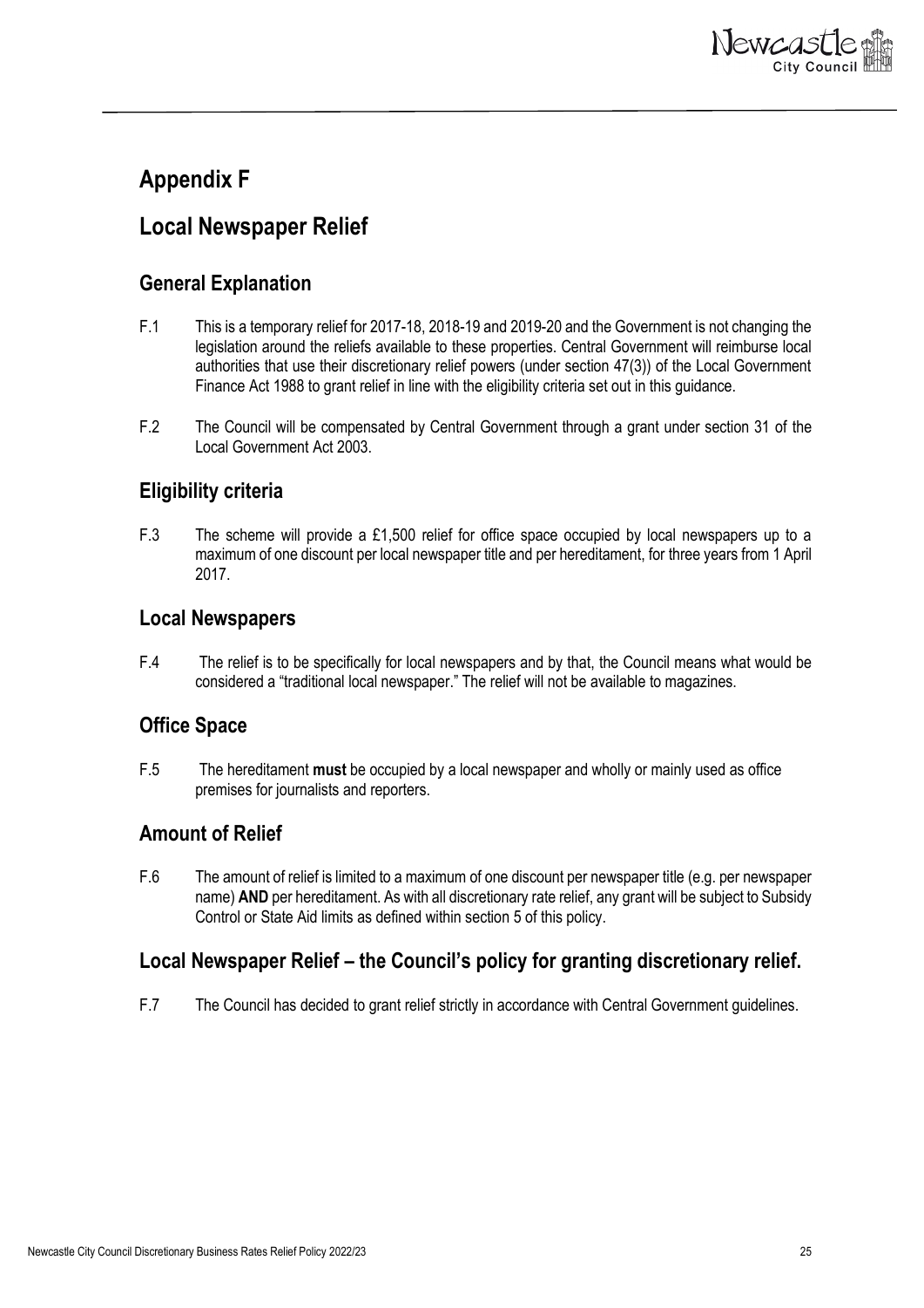# Appendix F

# Local Newspaper Relief

## General Explanation

F.1 This is a temporary relief for 2017-18, 2018-19 and 2019-20 and the Government is not changing the legislation around the reliefs available to these properties. Central Government will reimburse local authorities that use their discretionary relief powers (under section 47(3)) of the Local Government Finance Act 1988 to grant relief in line with the eligibility criteria set out in this guidance.

F.2 The Council will be compensated by Central Government through a grant under section 31 of the Local Government Act 2003.

## Eligibility criteria

F.3 The scheme will provide a £1,500 relief for office space occupied by local newspapers up to a maximum of one discount per local newspaper title and per hereditament, for three years from 1 April 2017.

## Local Newspapers

F.4 The relief is to be specifically for local newspapers and by that, the Council means what would be considered a "traditional local newspaper." The relief will not be available to magazines.

## Office Space

F.5 The hereditament **must** be occupied by a local newspaper and wholly or mainly used as office premises for journalists and reporters.

## Amount of Relief

F.6 The amount of relief is limited to a maximum of one discount per newspaper title (e.g. per newspaper name) **AND** per hereditament. As with all discretionary rate relief, any grant will be subject to Subsidy Control or State Aid limits as defined within section 5 of this policy.

## Local Newspaper Relief – the Council's policy for granting discretionary relief.

F.7 The Council has decided to grant relief strictly in accordance with Central Government guidelines.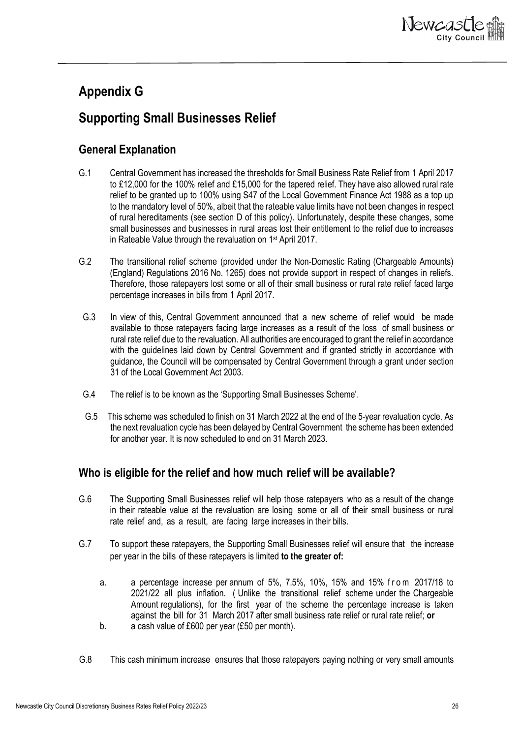# Appendix G

# Supporting Small Businesses Relief

## General Explanation

G.1 Central Government has increased the thresholds for Small Business Rate Relief from 1 April 2017 to £12,000 for the 100% relief and £15,000 for the tapered relief. They have also allowed rural rate relief to be granted up to 100% using S47 of the Local Government Finance Act 1988 as a top up to the mandatory level of 50%, albeit that the rateable value limits have not been changes in respect of rural hereditaments (see section D of this policy). Unfortunately, despite these changes, some small businesses and businesses in rural areas lost their entitlement to the relief due to increases in Rateable Value through the revaluation on 1st April 2017.

G.2 The transitional relief scheme (provided under the Non-Domestic Rating (Chargeable Amounts) (England) Regulations 2016 No. 1265) does not provide support in respect of changes in reliefs. Therefore, those ratepayers lost some or all of their small business or rural rate relief faced large percentage increases in bills from 1 April 2017.

G.3 In view of this, Central Government announced that a new scheme of relief would be made available to those ratepayers facing large increases as a result of the loss of small business or rural rate relief due to the revaluation. All authorities are encouraged to grant the relief in accordance with the guidelines laid down by Central Government and if granted strictly in accordance with guidance, the Council will be compensated by Central Government through a grant under section 31 of the Local Government Act 2003.

G.4 The relief is to be known as the 'Supporting Small Businesses Scheme'.

G.5 This scheme was scheduled to finish on 31 March 2022 at the end of the 5-year revaluation cycle. As the next revaluation cycle has been delayed by Central Government the scheme has been extended for another year. It is now scheduled to end on 31 March 2023.

## Who is eligible for the relief and how much relief will be available?

G.6 The Supporting Small Businesses relief will help those ratepayers who as a result of the change in their rateable value at the revaluation are losing some or all of their small business or rural rate relief and, as a result, are facing large increases in their bills.

G.7 To support these ratepayers, the Supporting Small Businesses relief will ensure that the increase per year in the bills of these ratepayers is limited **to the greater of:**

a. a percentage increase per annum of 5%, 7.5%, 10%, 15% and 15% from 2017/18 to 2021/22 all plus inflation. ( Unlike the transitional relief scheme under the Chargeable Amount regulations), for the first year of the scheme the percentage increase is taken against the bill for 31 March 2017 after small business rate relief or rural rate relief; **or**

b. a cash value of £600 per year (£50 per month).

G.8 This cash minimum increase ensures that those ratepayers paying nothing or very small amounts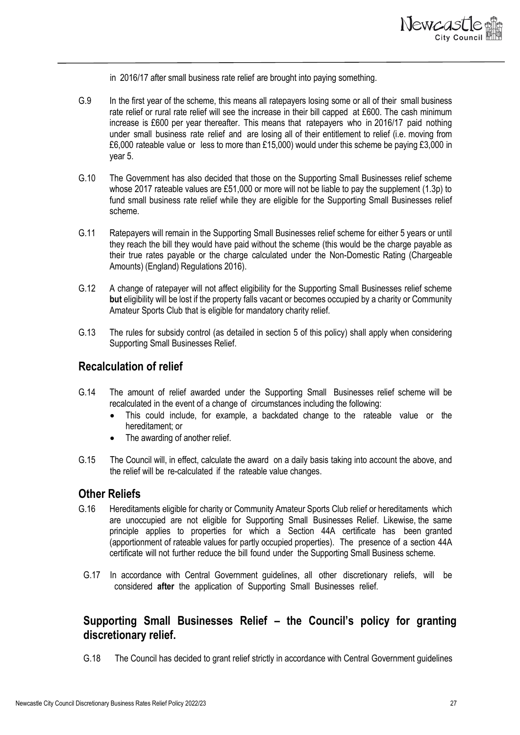in 2016/17 after small business rate relief are brought into paying something.

G.9 In the first year of the scheme, this means all ratepayers losing some or all of their small business rate relief or rural rate relief will see the increase in their bill capped at £600. The cash minimum increase is £600 per year thereafter. This means that ratepayers who in 2016/17 paid nothing under small business rate relief and are losing all of their entitlement to relief (i.e. moving from £6,000 rateable value or less to more than £15,000) would under this scheme be paying £3,000 in year 5.

G.10 The Government has also decided that those on the Supporting Small Businesses relief scheme whose 2017 rateable values are £51,000 or more will not be liable to pay the supplement (1.3p) to fund small business rate relief while they are eligible for the Supporting Small Businesses relief scheme.

G.11 Ratepayers will remain in the Supporting Small Businesses relief scheme for either 5 years or until they reach the bill they would have paid without the scheme (this would be the charge payable as their true rates payable or the charge calculated under the Non-Domestic Rating (Chargeable Amounts) (England) Regulations 2016).

G.12 A change of ratepayer will not affect eligibility for the Supporting Small Businesses relief scheme **but** eligibility will be lost if the property falls vacant or becomes occupied by a charity or Community Amateur Sports Club that is eligible for mandatory charity relief.

G.13 The rules for subsidy control (as detailed in section 5 of this policy) shall apply when considering Supporting Small Businesses Relief.

## Recalculation of relief

G.14 The amount of relief awarded under the Supporting Small Businesses relief scheme will be recalculated in the event of a change of circumstances including the following:

- This could include, for example, a backdated change to the rateable value or the hereditament; or
- The awarding of another relief.

G.15 The Council will, in effect, calculate the award on a daily basis taking into account the above, and the relief will be re-calculated if the rateable value changes.

## Other Reliefs

G.16 Hereditaments eligible for charity or Community Amateur Sports Club relief or hereditaments which are unoccupied are not eligible for Supporting Small Businesses Relief. Likewise, the same principle applies to properties for which a Section 44A certificate has been granted (apportionment of rateable values for partly occupied properties). The presence of a section 44A certificate will not further reduce the bill found under the Supporting Small Business scheme.

G.17 In accordance with Central Government guidelines, all other discretionary reliefs, will be considered **after** the application of Supporting Small Businesses relief.

## Supporting Small Businesses Relief – the Council's policy for granting discretionary relief.

G.18 The Council has decided to grant relief strictly in accordance with Central Government guidelines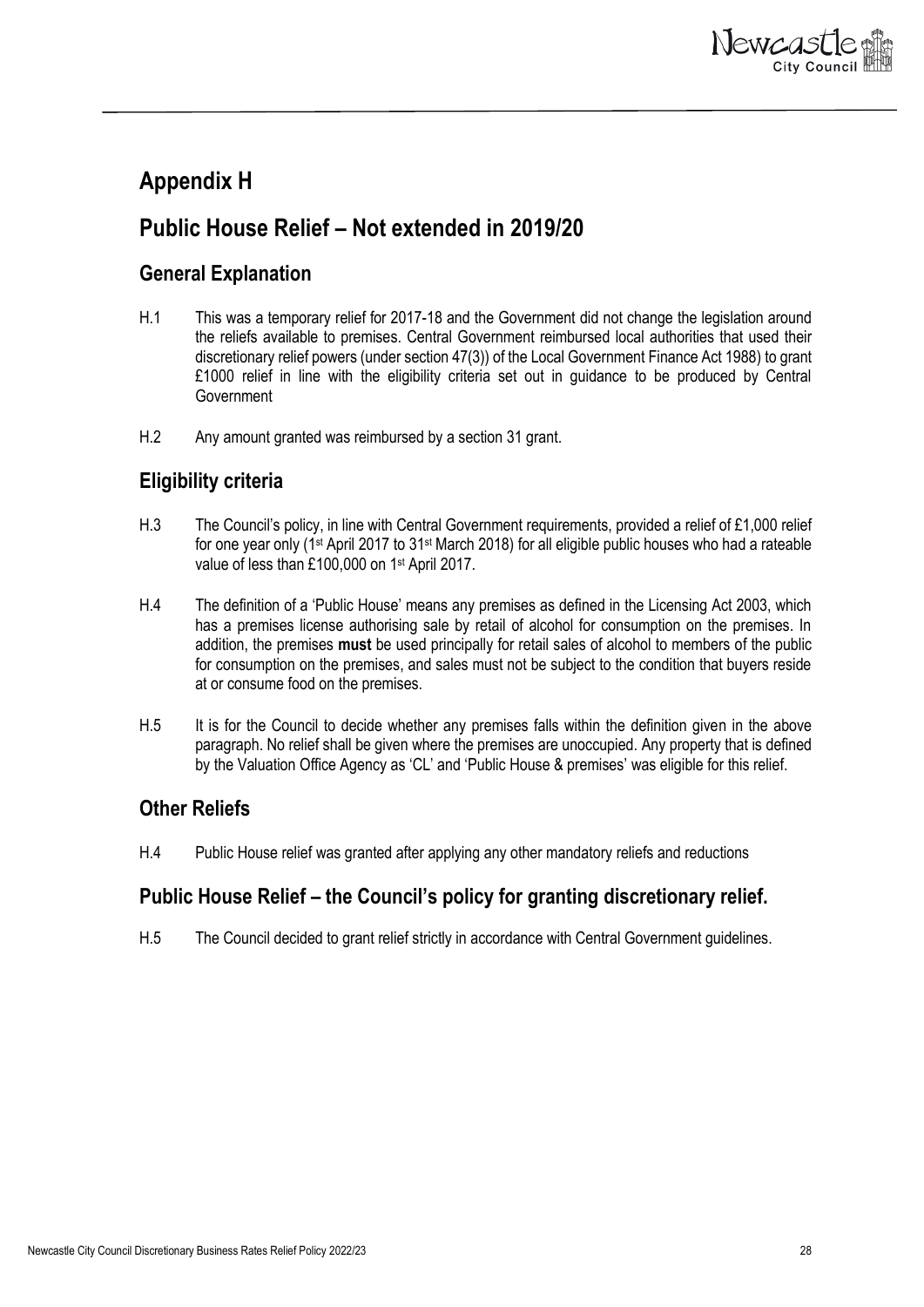# Appendix H

# Public House Relief – Not extended in 2019/20

## General Explanation

H.1 This was a temporary relief for 2017-18 and the Government did not change the legislation around the reliefs available to premises. Central Government reimbursed local authorities that used their discretionary relief powers (under section 47(3)) of the Local Government Finance Act 1988) to grant £1000 relief in line with the eligibility criteria set out in guidance to be produced by Central Government

H.2 Any amount granted was reimbursed by a section 31 grant.

## Eligibility criteria

H.3 The Council's policy, in line with Central Government requirements, provided a relief of £1,000 relief for one year only (1st April 2017 to 31st March 2018) for all eligible public houses who had a rateable value of less than £100,000 on 1st April 2017.

H.4 The definition of a 'Public House' means any premises as defined in the Licensing Act 2003, which has a premises license authorising sale by retail of alcohol for consumption on the premises. In addition, the premises **must** be used principally for retail sales of alcohol to members of the public for consumption on the premises, and sales must not be subject to the condition that buyers reside at or consume food on the premises.

H.5 It is for the Council to decide whether any premises falls within the definition given in the above paragraph. No relief shall be given where the premises are unoccupied. Any property that is defined by the Valuation Office Agency as 'CL' and 'Public House & premises' was eligible for this relief.

## Other Reliefs

H.4 Public House relief was granted after applying any other mandatory reliefs and reductions

## Public House Relief – the Council's policy for granting discretionary relief.

H.5 The Council decided to grant relief strictly in accordance with Central Government guidelines.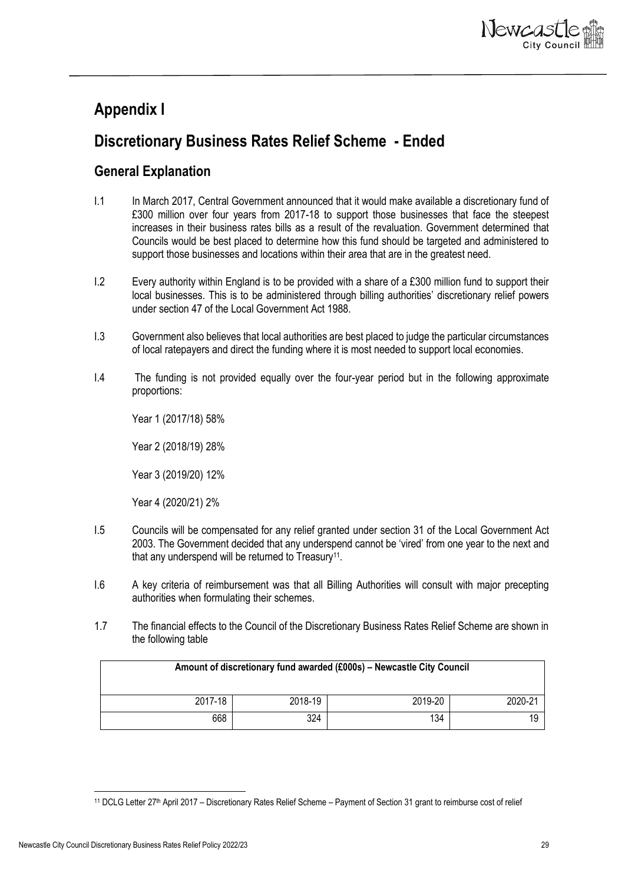# Appendix I

# Discretionary Business Rates Relief Scheme - Ended

## General Explanation

I.1 In March 2017, Central Government announced that it would make available a discretionary fund of £300 million over four years from 2017-18 to support those businesses that face the steepest increases in their business rates bills as a result of the revaluation. Government determined that Councils would be best placed to determine how this fund should be targeted and administered to support those businesses and locations within their area that are in the greatest need.

I.2 Every authority within England is to be provided with a share of a £300 million fund to support their local businesses. This is to be administered through billing authorities' discretionary relief powers under section 47 of the Local Government Act 1988.

I.3 Government also believes that local authorities are best placed to judge the particular circumstances of local ratepayers and direct the funding where it is most needed to support local economies.

I.4 The funding is not provided equally over the four-year period but in the following approximate proportions:

Year 1 (2017/18) 58%

Year 2 (2018/19) 28%

Year 3 (2019/20) 12%

Year 4 (2020/21) 2%

I.5 Councils will be compensated for any relief granted under section 31 of the Local Government Act 2003. The Government decided that any underspend cannot be 'vired' from one year to the next and that any underspend will be returned to Treasury[11].

I.6 A key criteria of reimbursement was that all Billing Authorities will consult with major precepting authorities when formulating their schemes.

1.7 The financial effects to the Council of the Discretionary Business Rates Relief Scheme are shown in the following table

| Amount of discretionary fund awarded (£000s) – Newcastle City Council | | | |
|---|---|---|---|
| 2017-18 | 2018-19 | 2019-20 | 2020-21 |
| 668 | 324 | 134 | 19 |

[11] DCLG Letter 27th April 2017 – Discretionary Rates Relief Scheme – Payment of Section 31 grant to reimburse cost of relief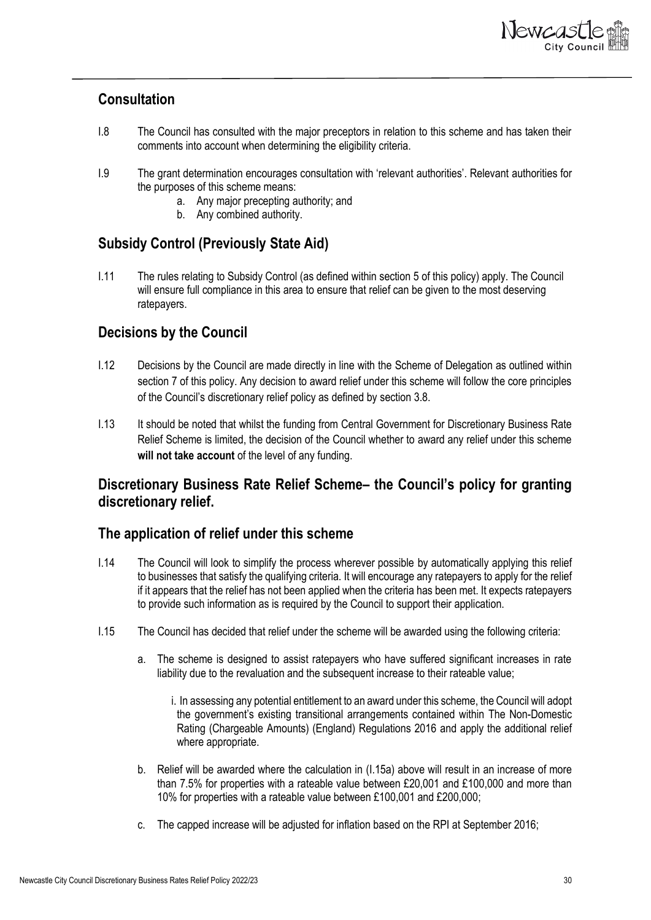## Consultation

I.8 The Council has consulted with the major preceptors in relation to this scheme and has taken their comments into account when determining the eligibility criteria.

I.9 The grant determination encourages consultation with 'relevant authorities'. Relevant authorities for the purposes of this scheme means:

a. Any major precepting authority; and
b. Any combined authority.

## Subsidy Control (Previously State Aid)

I.11 The rules relating to Subsidy Control (as defined within section 5 of this policy) apply. The Council will ensure full compliance in this area to ensure that relief can be given to the most deserving ratepayers.

## Decisions by the Council

I.12 Decisions by the Council are made directly in line with the Scheme of Delegation as outlined within section 7 of this policy. Any decision to award relief under this scheme will follow the core principles of the Council's discretionary relief policy as defined by section 3.8.

I.13 It should be noted that whilst the funding from Central Government for Discretionary Business Rate Relief Scheme is limited, the decision of the Council whether to award any relief under this scheme **will not take account** of the level of any funding.

## Discretionary Business Rate Relief Scheme– the Council's policy for granting discretionary relief.

## The application of relief under this scheme

I.14 The Council will look to simplify the process wherever possible by automatically applying this relief to businesses that satisfy the qualifying criteria. It will encourage any ratepayers to apply for the relief if it appears that the relief has not been applied when the criteria has been met. It expects ratepayers to provide such information as is required by the Council to support their application.

I.15 The Council has decided that relief under the scheme will be awarded using the following criteria:

a. The scheme is designed to assist ratepayers who have suffered significant increases in rate liability due to the revaluation and the subsequent increase to their rateable value;

   i. In assessing any potential entitlement to an award under this scheme, the Council will adopt the government's existing transitional arrangements contained within The Non-Domestic Rating (Chargeable Amounts) (England) Regulations 2016 and apply the additional relief where appropriate.

b. Relief will be awarded where the calculation in (I.15a) above will result in an increase of more than 7.5% for properties with a rateable value between £20,001 and £100,000 and more than 10% for properties with a rateable value between £100,001 and £200,000;

c. The capped increase will be adjusted for inflation based on the RPI at September 2016;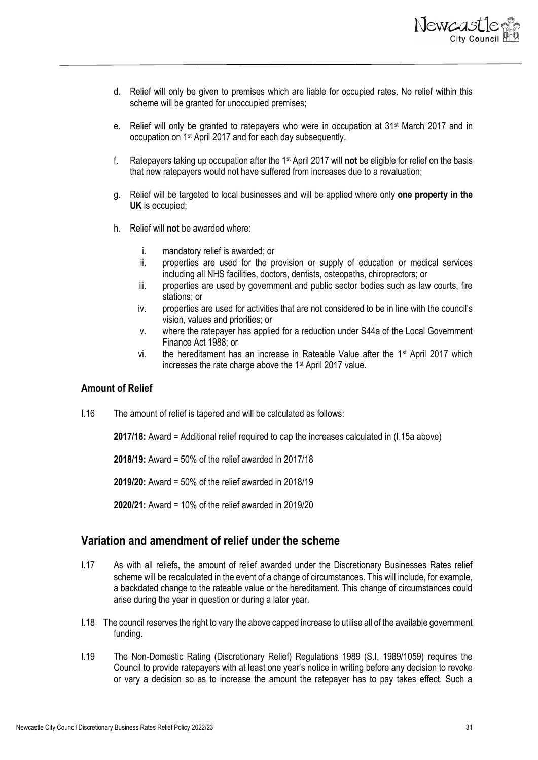d. Relief will only be given to premises which are liable for occupied rates. No relief within this scheme will be granted for unoccupied premises;

e. Relief will only be granted to ratepayers who were in occupation at 31st March 2017 and in occupation on 1st April 2017 and for each day subsequently.

f. Ratepayers taking up occupation after the 1st April 2017 will **not** be eligible for relief on the basis that new ratepayers would not have suffered from increases due to a revaluation;

g. Relief will be targeted to local businesses and will be applied where only **one property in the UK** is occupied;

h. Relief will **not** be awarded where:

   i. mandatory relief is awarded; or
   ii. properties are used for the provision or supply of education or medical services including all NHS facilities, doctors, dentists, osteopaths, chiropractors; or
   iii. properties are used by government and public sector bodies such as law courts, fire stations; or
   iv. properties are used for activities that are not considered to be in line with the council's vision, values and priorities; or
   v. where the ratepayer has applied for a reduction under S44a of the Local Government Finance Act 1988; or
   vi. the hereditament has an increase in Rateable Value after the 1st April 2017 which increases the rate charge above the 1st April 2017 value.

### Amount of Relief

I.16 The amount of relief is tapered and will be calculated as follows:

**2017/18:** Award = Additional relief required to cap the increases calculated in (I.15a above)

**2018/19:** Award = 50% of the relief awarded in 2017/18

**2019/20:** Award = 50% of the relief awarded in 2018/19

**2020/21:** Award = 10% of the relief awarded in 2019/20

## Variation and amendment of relief under the scheme

I.17 As with all reliefs, the amount of relief awarded under the Discretionary Businesses Rates relief scheme will be recalculated in the event of a change of circumstances. This will include, for example, a backdated change to the rateable value or the hereditament. This change of circumstances could arise during the year in question or during a later year.

I.18 The council reserves the right to vary the above capped increase to utilise all of the available government funding.

I.19 The Non-Domestic Rating (Discretionary Relief) Regulations 1989 (S.I. 1989/1059) requires the Council to provide ratepayers with at least one year's notice in writing before any decision to revoke or vary a decision so as to increase the amount the ratepayer has to pay takes effect. Such a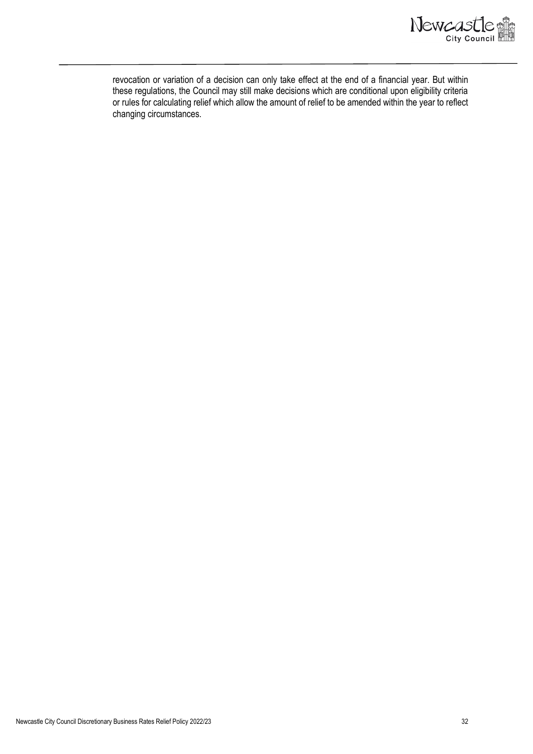revocation or variation of a decision can only take effect at the end of a financial year. But within these regulations, the Council may still make decisions which are conditional upon eligibility criteria or rules for calculating relief which allow the amount of relief to be amended within the year to reflect changing circumstances.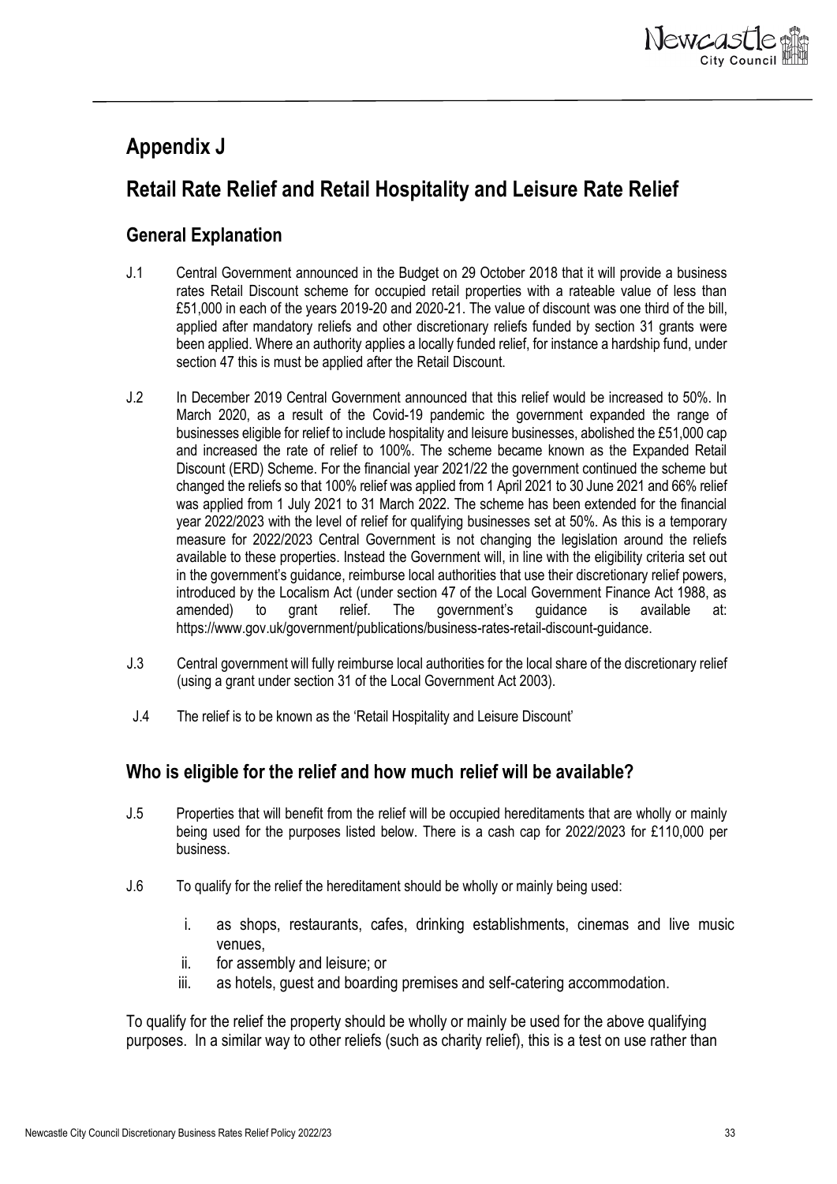# Appendix J

# Retail Rate Relief and Retail Hospitality and Leisure Rate Relief

## General Explanation

J.1 Central Government announced in the Budget on 29 October 2018 that it will provide a business rates Retail Discount scheme for occupied retail properties with a rateable value of less than £51,000 in each of the years 2019-20 and 2020-21. The value of discount was one third of the bill, applied after mandatory reliefs and other discretionary reliefs funded by section 31 grants were been applied. Where an authority applies a locally funded relief, for instance a hardship fund, under section 47 this is must be applied after the Retail Discount.

J.2 In December 2019 Central Government announced that this relief would be increased to 50%. In March 2020, as a result of the Covid-19 pandemic the government expanded the range of businesses eligible for relief to include hospitality and leisure businesses, abolished the £51,000 cap and increased the rate of relief to 100%. The scheme became known as the Expanded Retail Discount (ERD) Scheme. For the financial year 2021/22 the government continued the scheme but changed the reliefs so that 100% relief was applied from 1 April 2021 to 30 June 2021 and 66% relief was applied from 1 July 2021 to 31 March 2022. The scheme has been extended for the financial year 2022/2023 with the level of relief for qualifying businesses set at 50%. As this is a temporary measure for 2022/2023 Central Government is not changing the legislation around the reliefs available to these properties. Instead the Government will, in line with the eligibility criteria set out in the government's guidance, reimburse local authorities that use their discretionary relief powers, introduced by the Localism Act (under section 47 of the Local Government Finance Act 1988, as amended) to grant relief. The government's guidance is available at: https://www.gov.uk/government/publications/business-rates-retail-discount-guidance.

J.3 Central government will fully reimburse local authorities for the local share of the discretionary relief (using a grant under section 31 of the Local Government Act 2003).

J.4 The relief is to be known as the 'Retail Hospitality and Leisure Discount'

## Who is eligible for the relief and how much relief will be available?

J.5 Properties that will benefit from the relief will be occupied hereditaments that are wholly or mainly being used for the purposes listed below. There is a cash cap for 2022/2023 for £110,000 per business.

J.6 To qualify for the relief the hereditament should be wholly or mainly being used:

i. as shops, restaurants, cafes, drinking establishments, cinemas and live music venues,
ii. for assembly and leisure; or
iii. as hotels, guest and boarding premises and self-catering accommodation.

To qualify for the relief the property should be wholly or mainly be used for the above qualifying purposes. In a similar way to other reliefs (such as charity relief), this is a test on use rather than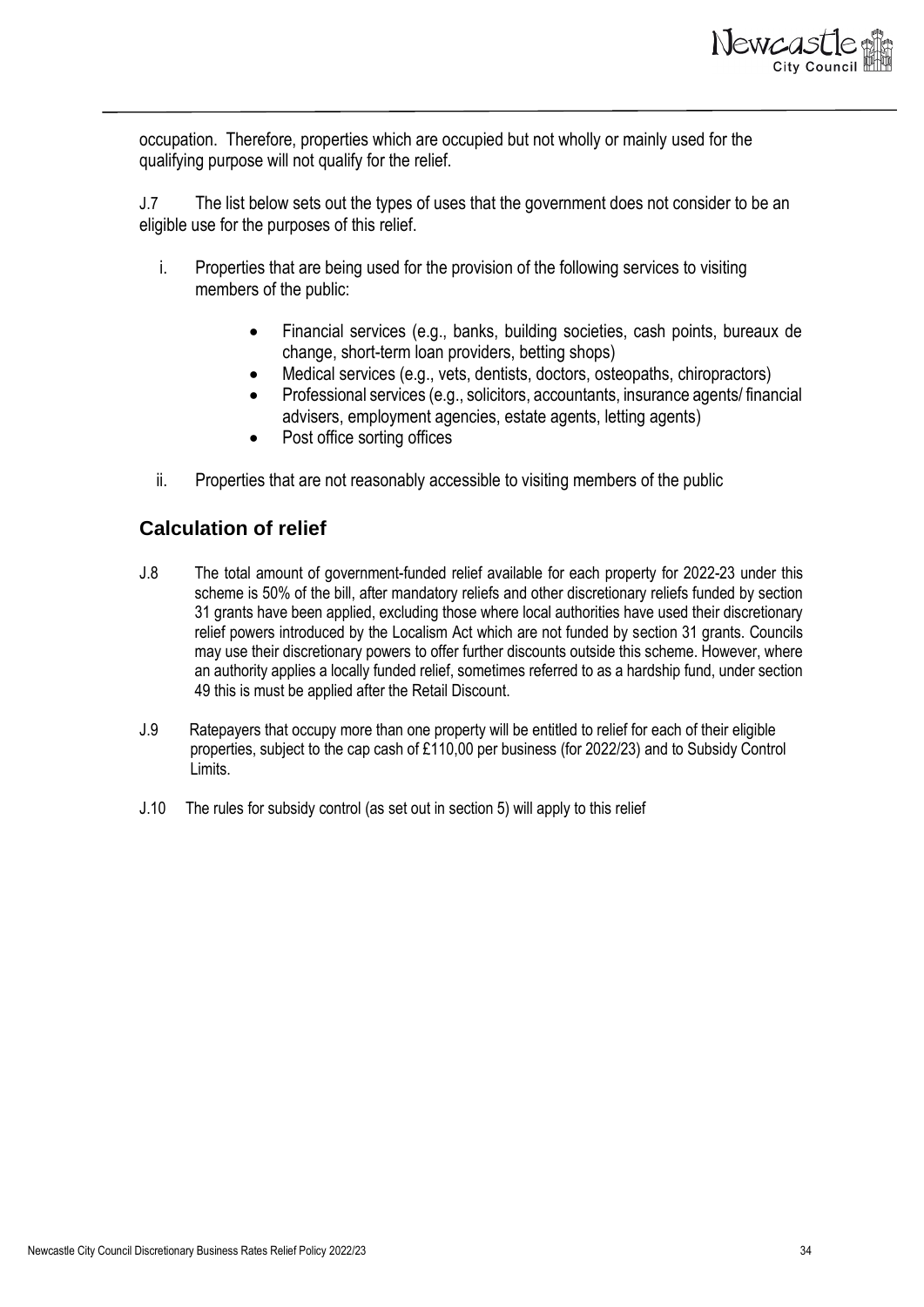occupation. Therefore, properties which are occupied but not wholly or mainly used for the qualifying purpose will not qualify for the relief.

J.7 The list below sets out the types of uses that the government does not consider to be an eligible use for the purposes of this relief.

i. Properties that are being used for the provision of the following services to visiting members of the public:

- Financial services (e.g., banks, building societies, cash points, bureaux de change, short-term loan providers, betting shops)
- Medical services (e.g., vets, dentists, doctors, osteopaths, chiropractors)
- Professional services (e.g., solicitors, accountants, insurance agents/ financial advisers, employment agencies, estate agents, letting agents)
- Post office sorting offices

ii. Properties that are not reasonably accessible to visiting members of the public

## Calculation of relief

J.8 The total amount of government-funded relief available for each property for 2022-23 under this scheme is 50% of the bill, after mandatory reliefs and other discretionary reliefs funded by section 31 grants have been applied, excluding those where local authorities have used their discretionary relief powers introduced by the Localism Act which are not funded by section 31 grants. Councils may use their discretionary powers to offer further discounts outside this scheme. However, where an authority applies a locally funded relief, sometimes referred to as a hardship fund, under section 49 this is must be applied after the Retail Discount.

J.9 Ratepayers that occupy more than one property will be entitled to relief for each of their eligible properties, subject to the cap cash of £110,00 per business (for 2022/23) and to Subsidy Control Limits.

J.10 The rules for subsidy control (as set out in section 5) will apply to this relief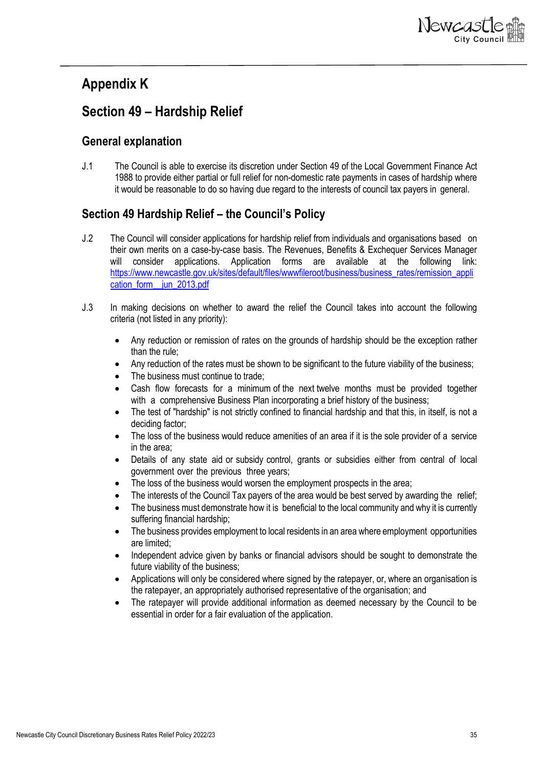# Appendix K

## Section 49 – Hardship Relief

### General explanation

J.1 The Council is able to exercise its discretion under Section 49 of the Local Government Finance Act 1988 to provide either partial or full relief for non-domestic rate payments in cases of hardship where it would be reasonable to do so having due regard to the interests of council tax payers in general.

### Section 49 Hardship Relief – the Council's Policy

J.2 The Council will consider applications for hardship relief from individuals and organisations based on their own merits on a case-by-case basis. The Revenues, Benefits & Exchequer Services Manager will consider applications. Application forms are available at the following link: [https://www.newcastle.gov.uk/sites/default/files/wwwfileroot/business/business_rates/remission_application_form__jun_2013.pdf](https://www.newcastle.gov.uk/sites/default/files/wwwfileroot/business/business_rates/remission_application_form__jun_2013.pdf)

J.3 In making decisions on whether to award the relief the Council takes into account the following criteria (not listed in any priority):

- Any reduction or remission of rates on the grounds of hardship should be the exception rather than the rule;
- Any reduction of the rates must be shown to be significant to the future viability of the business;
- The business must continue to trade;
- Cash flow forecasts for a minimum of the next twelve months must be provided together with a comprehensive Business Plan incorporating a brief history of the business;
- The test of "hardship" is not strictly confined to financial hardship and that this, in itself, is not a deciding factor;
- The loss of the business would reduce amenities of an area if it is the sole provider of a service in the area;
- Details of any state aid or subsidy control, grants or subsidies either from central of local government over the previous three years;
- The loss of the business would worsen the employment prospects in the area;
- The interests of the Council Tax payers of the area would be best served by awarding the relief;
- The business must demonstrate how it is beneficial to the local community and why it is currently suffering financial hardship;
- The business provides employment to local residents in an area where employment opportunities are limited;
- Independent advice given by banks or financial advisors should be sought to demonstrate the future viability of the business;
- Applications will only be considered where signed by the ratepayer, or, where an organisation is the ratepayer, an appropriately authorised representative of the organisation; and
- The ratepayer will provide additional information as deemed necessary by the Council to be essential in order for a fair evaluation of the application.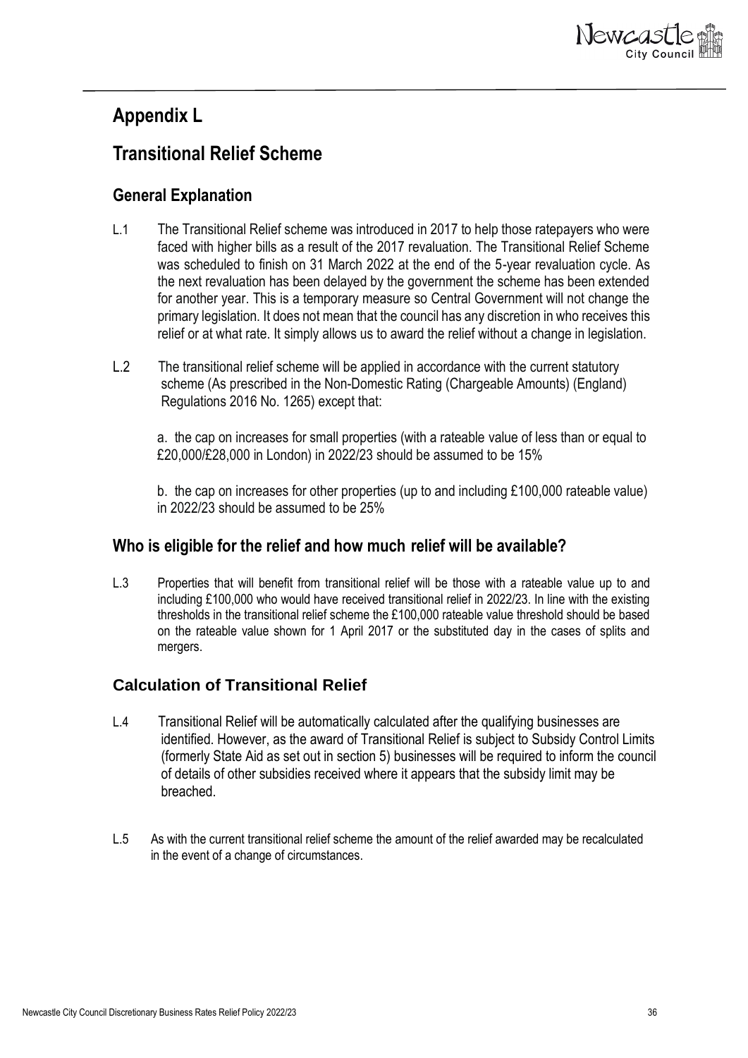# Appendix L

# Transitional Relief Scheme

## General Explanation

L.1 The Transitional Relief scheme was introduced in 2017 to help those ratepayers who were faced with higher bills as a result of the 2017 revaluation. The Transitional Relief Scheme was scheduled to finish on 31 March 2022 at the end of the 5-year revaluation cycle. As the next revaluation has been delayed by the government the scheme has been extended for another year. This is a temporary measure so Central Government will not change the primary legislation. It does not mean that the council has any discretion in who receives this relief or at what rate. It simply allows us to award the relief without a change in legislation.

L.2 The transitional relief scheme will be applied in accordance with the current statutory scheme (As prescribed in the Non-Domestic Rating (Chargeable Amounts) (England) Regulations 2016 No. 1265) except that:

a. the cap on increases for small properties (with a rateable value of less than or equal to £20,000/£28,000 in London) in 2022/23 should be assumed to be 15%

b. the cap on increases for other properties (up to and including £100,000 rateable value) in 2022/23 should be assumed to be 25%

## Who is eligible for the relief and how much relief will be available?

L.3 Properties that will benefit from transitional relief will be those with a rateable value up to and including £100,000 who would have received transitional relief in 2022/23. In line with the existing thresholds in the transitional relief scheme the £100,000 rateable value threshold should be based on the rateable value shown for 1 April 2017 or the substituted day in the cases of splits and mergers.

## Calculation of Transitional Relief

L.4 Transitional Relief will be automatically calculated after the qualifying businesses are identified. However, as the award of Transitional Relief is subject to Subsidy Control Limits (formerly State Aid as set out in section 5) businesses will be required to inform the council of details of other subsidies received where it appears that the subsidy limit may be breached.

L.5 As with the current transitional relief scheme the amount of the relief awarded may be recalculated in the event of a change of circumstances.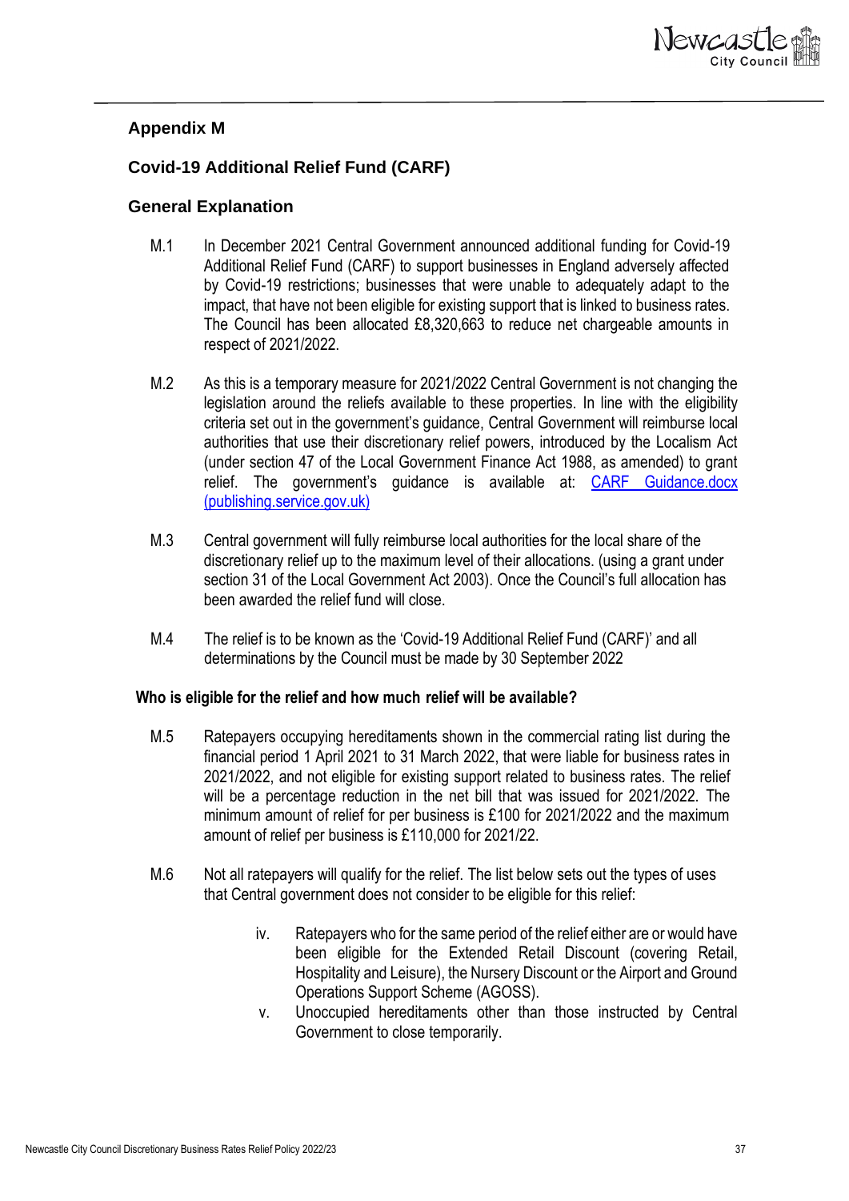## Appendix M

## Covid-19 Additional Relief Fund (CARF)

### General Explanation

M.1 In December 2021 Central Government announced additional funding for Covid-19 Additional Relief Fund (CARF) to support businesses in England adversely affected by Covid-19 restrictions; businesses that were unable to adequately adapt to the impact, that have not been eligible for existing support that is linked to business rates. The Council has been allocated £8,320,663 to reduce net chargeable amounts in respect of 2021/2022.

M.2 As this is a temporary measure for 2021/2022 Central Government is not changing the legislation around the reliefs available to these properties. In line with the eligibility criteria set out in the government's guidance, Central Government will reimburse local authorities that use their discretionary relief powers, introduced by the Localism Act (under section 47 of the Local Government Finance Act 1988, as amended) to grant relief. The government's guidance is available at: [CARF Guidance.docx (publishing.service.gov.uk)]

M.3 Central government will fully reimburse local authorities for the local share of the discretionary relief up to the maximum level of their allocations. (using a grant under section 31 of the Local Government Act 2003). Once the Council's full allocation has been awarded the relief fund will close.

M.4 The relief is to be known as the 'Covid-19 Additional Relief Fund (CARF)' and all determinations by the Council must be made by 30 September 2022

### Who is eligible for the relief and how much relief will be available?

M.5 Ratepayers occupying hereditaments shown in the commercial rating list during the financial period 1 April 2021 to 31 March 2022, that were liable for business rates in 2021/2022, and not eligible for existing support related to business rates. The relief will be a percentage reduction in the net bill that was issued for 2021/2022. The minimum amount of relief for per business is £100 for 2021/2022 and the maximum amount of relief per business is £110,000 for 2021/22.

M.6 Not all ratepayers will qualify for the relief. The list below sets out the types of uses that Central government does not consider to be eligible for this relief:

iv. Ratepayers who for the same period of the relief either are or would have been eligible for the Extended Retail Discount (covering Retail, Hospitality and Leisure), the Nursery Discount or the Airport and Ground Operations Support Scheme (AGOSS).

v. Unoccupied hereditaments other than those instructed by Central Government to close temporarily.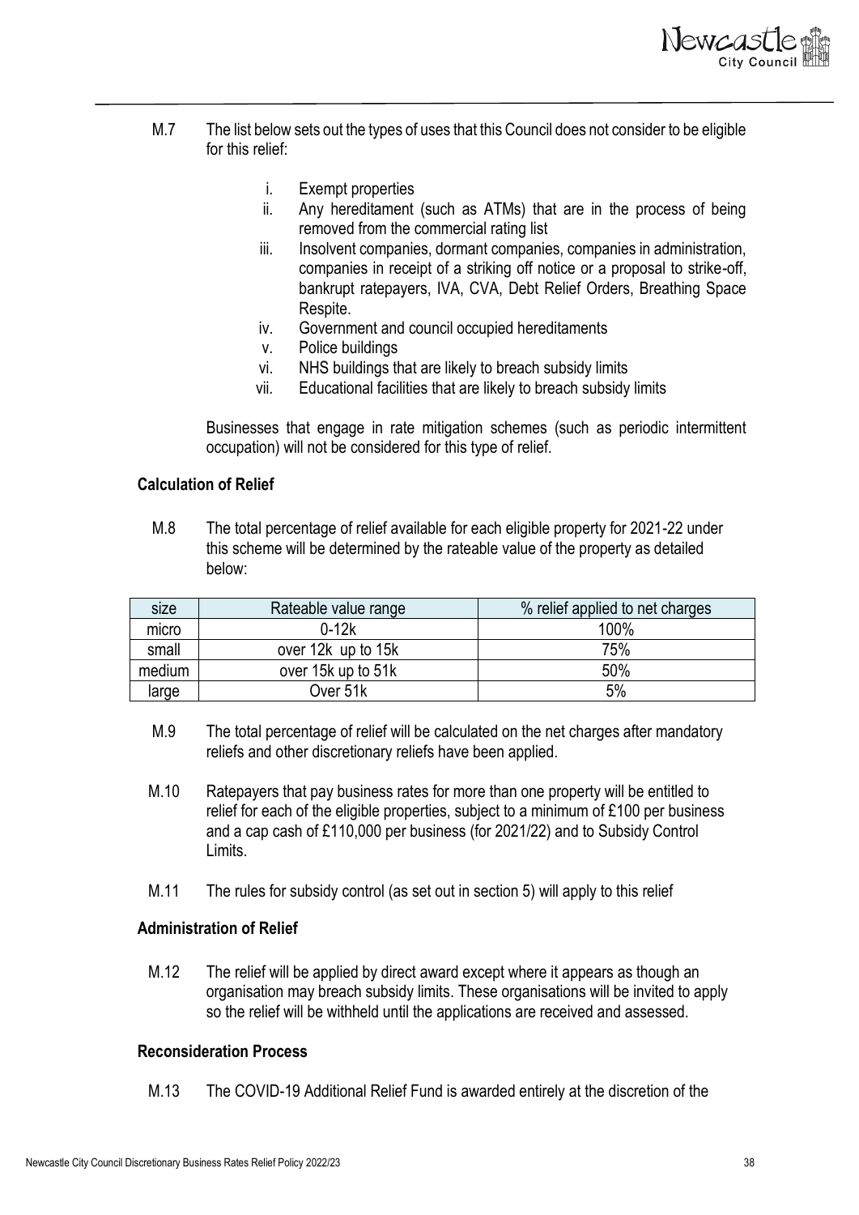M.7 The list below sets out the types of uses that this Council does not consider to be eligible for this relief:

i. Exempt properties
ii. Any hereditament (such as ATMs) that are in the process of being removed from the commercial rating list
iii. Insolvent companies, dormant companies, companies in administration, companies in receipt of a striking off notice or a proposal to strike-off, bankrupt ratepayers, IVA, CVA, Debt Relief Orders, Breathing Space Respite.
iv. Government and council occupied hereditaments
v. Police buildings
vi. NHS buildings that are likely to breach subsidy limits
vii. Educational facilities that are likely to breach subsidy limits

Businesses that engage in rate mitigation schemes (such as periodic intermittent occupation) will not be considered for this type of relief.

### Calculation of Relief

M.8 The total percentage of relief available for each eligible property for 2021-22 under this scheme will be determined by the rateable value of the property as detailed below:

| size | Rateable value range | % relief applied to net charges |
|---|---|---|
| micro | 0-12k | 100% |
| small | over 12k up to 15k | 75% |
| medium | over 15k up to 51k | 50% |
| large | Over 51k | 5% |

M.9 The total percentage of relief will be calculated on the net charges after mandatory reliefs and other discretionary reliefs have been applied.

M.10 Ratepayers that pay business rates for more than one property will be entitled to relief for each of the eligible properties, subject to a minimum of £100 per business and a cap cash of £110,000 per business (for 2021/22) and to Subsidy Control Limits.

M.11 The rules for subsidy control (as set out in section 5) will apply to this relief

### Administration of Relief

M.12 The relief will be applied by direct award except where it appears as though an organisation may breach subsidy limits. These organisations will be invited to apply so the relief will be withheld until the applications are received and assessed.

### Reconsideration Process

M.13 The COVID-19 Additional Relief Fund is awarded entirely at the discretion of the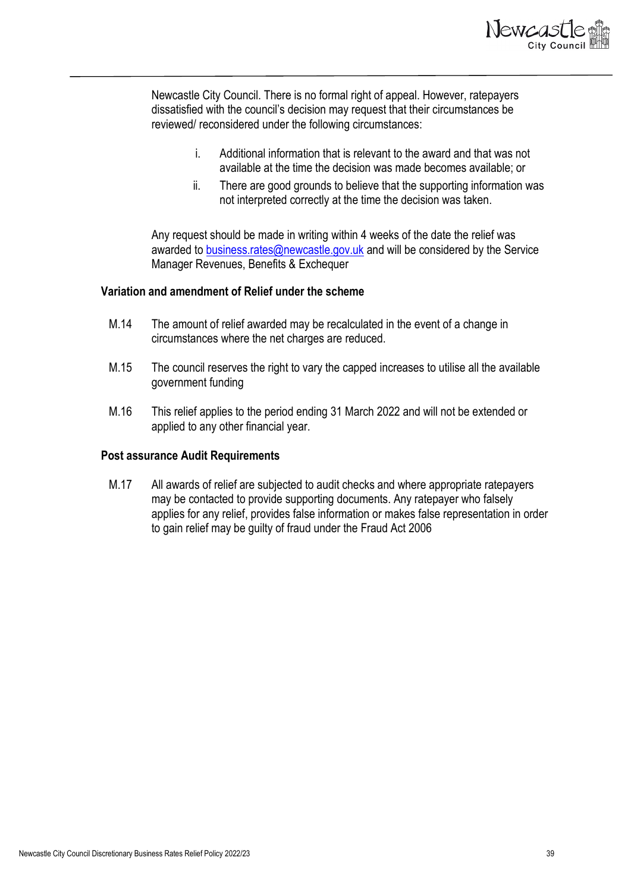Newcastle City Council. There is no formal right of appeal. However, ratepayers dissatisfied with the council's decision may request that their circumstances be reviewed/ reconsidered under the following circumstances:

i. Additional information that is relevant to the award and that was not available at the time the decision was made becomes available; or

ii. There are good grounds to believe that the supporting information was not interpreted correctly at the time the decision was taken.

Any request should be made in writing within 4 weeks of the date the relief was awarded to business.rates@newcastle.gov.uk and will be considered by the Service Manager Revenues, Benefits & Exchequer

### Variation and amendment of Relief under the scheme

M.14 The amount of relief awarded may be recalculated in the event of a change in circumstances where the net charges are reduced.

M.15 The council reserves the right to vary the capped increases to utilise all the available government funding

M.16 This relief applies to the period ending 31 March 2022 and will not be extended or applied to any other financial year.

### Post assurance Audit Requirements

M.17 All awards of relief are subjected to audit checks and where appropriate ratepayers may be contacted to provide supporting documents. Any ratepayer who falsely applies for any relief, provides false information or makes false representation in order to gain relief may be guilty of fraud under the Fraud Act 2006